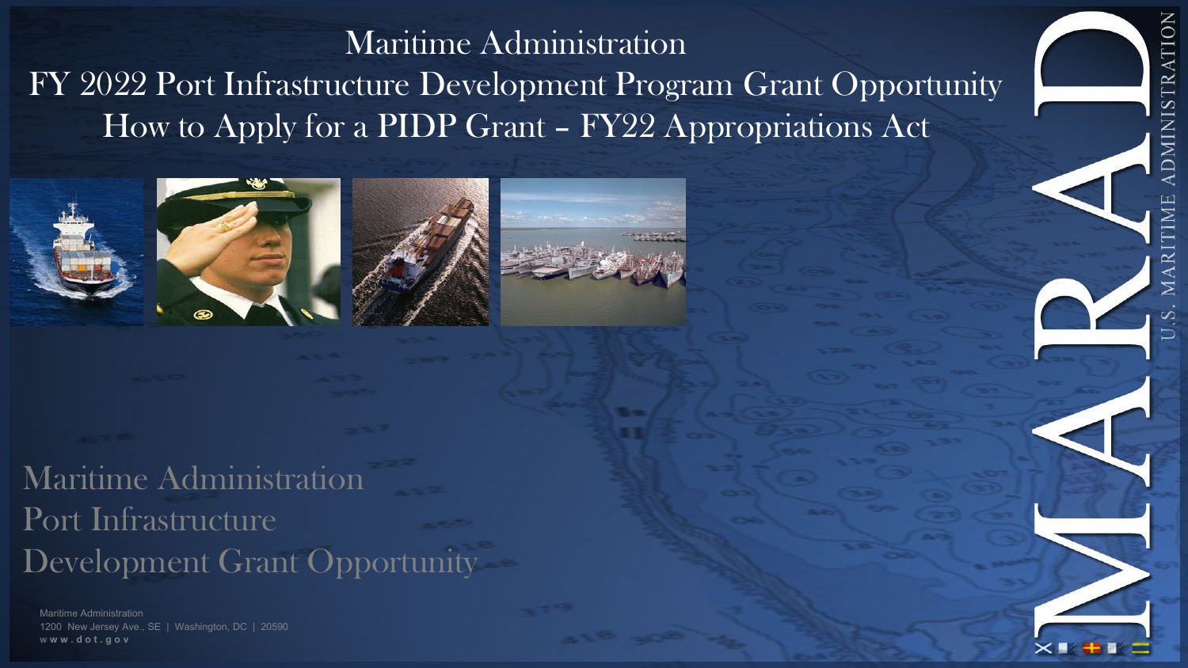# Maritime Administration

# FY 2022 Port Infrastructure Development Program Grant Opportunity

# How to Apply for a PIDP Grant – FY22 Appropriations Act

## Maritime Administration
## Port Infrastructure
## Development Grant Opportunity

Maritime Administration
1200 New Jersey Ave., SE | Washington, DC | 20590
www.dot.gov

MARAD
U.S. MARITIME ADMINISTRATION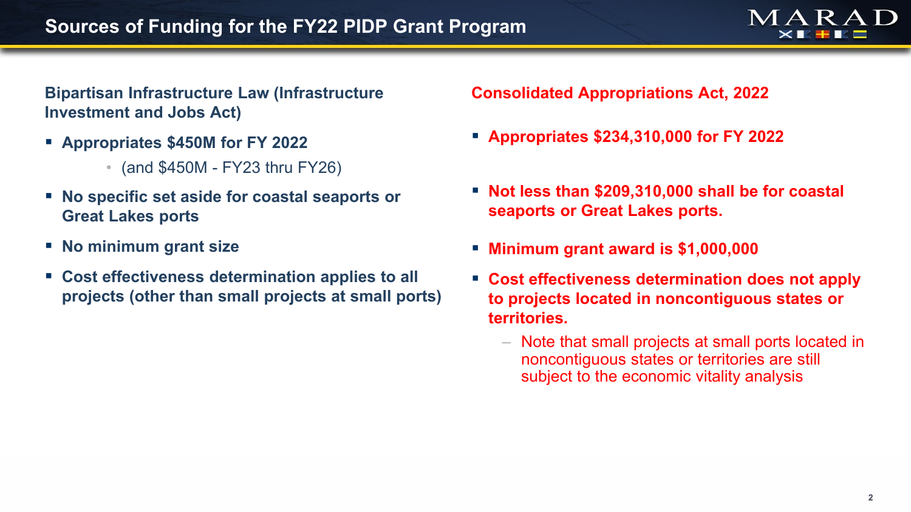# Sources of Funding for the FY22 PIDP Grant Program

### Bipartisan Infrastructure Law (Infrastructure Investment and Jobs Act)

- **Appropriates $450M for FY 2022**
  - (and $450M - FY23 thru FY26)
- **No specific set aside for coastal seaports or Great Lakes ports**
- **No minimum grant size**
- **Cost effectiveness determination applies to all projects (other than small projects at small ports)**

### Consolidated Appropriations Act, 2022

- **Appropriates $234,310,000 for FY 2022**
- **Not less than $209,310,000 shall be for coastal seaports or Great Lakes ports.**
- **Minimum grant award is $1,000,000**
- **Cost effectiveness determination does not apply to projects located in noncontiguous states or territories.**
  - Note that small projects at small ports located in noncontiguous states or territories are still subject to the economic vitality analysis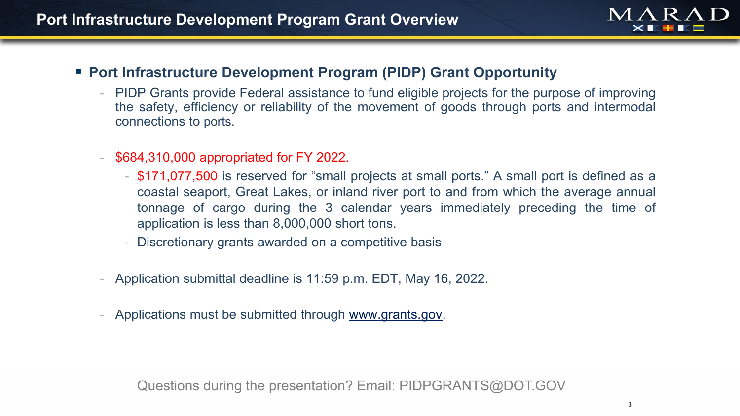# Port Infrastructure Development Program Grant Overview

- **Port Infrastructure Development Program (PIDP) Grant Opportunity**
  - PIDP Grants provide Federal assistance to fund eligible projects for the purpose of improving the safety, efficiency or reliability of the movement of goods through ports and intermodal connections to ports.
  - $684,310,000 appropriated for FY 2022.
    - $171,077,500 is reserved for "small projects at small ports." A small port is defined as a coastal seaport, Great Lakes, or inland river port to and from which the average annual tonnage of cargo during the 3 calendar years immediately preceding the time of application is less than 8,000,000 short tons.
    - Discretionary grants awarded on a competitive basis
  - Application submittal deadline is 11:59 p.m. EDT, May 16, 2022.
  - Applications must be submitted through [www.grants.gov](http://www.grants.gov).

Questions during the presentation? Email: PIDPGRANTS@DOT.GOV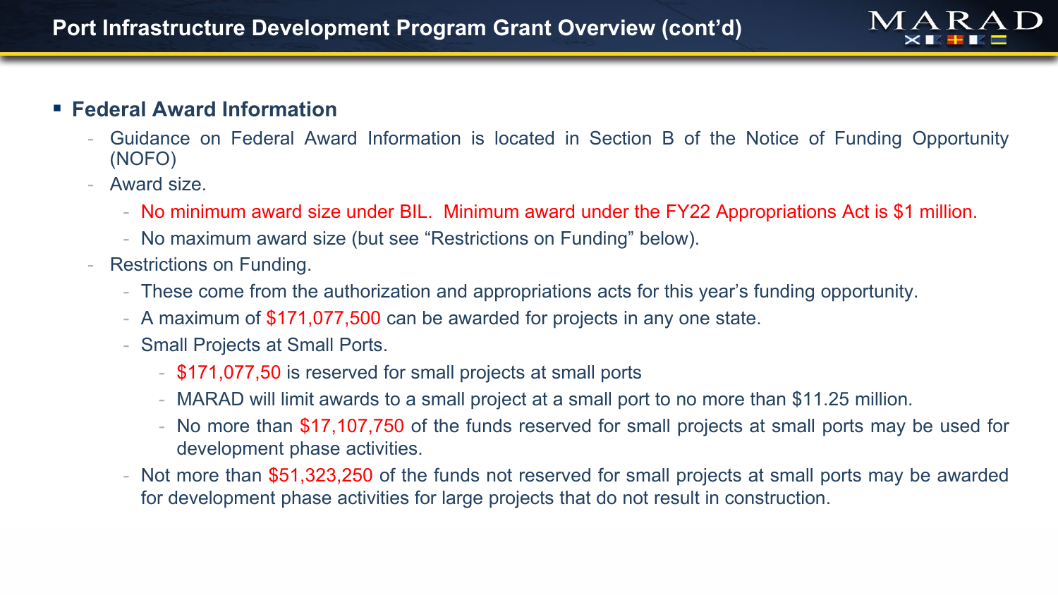# Port Infrastructure Development Program Grant Overview (cont'd)

- **Federal Award Information**
  - Guidance on Federal Award Information is located in Section B of the Notice of Funding Opportunity (NOFO)
  - Award size.
    - No minimum award size under BIL. Minimum award under the FY22 Appropriations Act is $1 million.
    - No maximum award size (but see "Restrictions on Funding" below).
  - Restrictions on Funding.
    - These come from the authorization and appropriations acts for this year's funding opportunity.
    - A maximum of $171,077,500 can be awarded for projects in any one state.
    - Small Projects at Small Ports.
      - $171,077,50 is reserved for small projects at small ports
      - MARAD will limit awards to a small project at a small port to no more than $11.25 million.
      - No more than $17,107,750 of the funds reserved for small projects at small ports may be used for development phase activities.
    - Not more than $51,323,250 of the funds not reserved for small projects at small ports may be awarded for development phase activities for large projects that do not result in construction.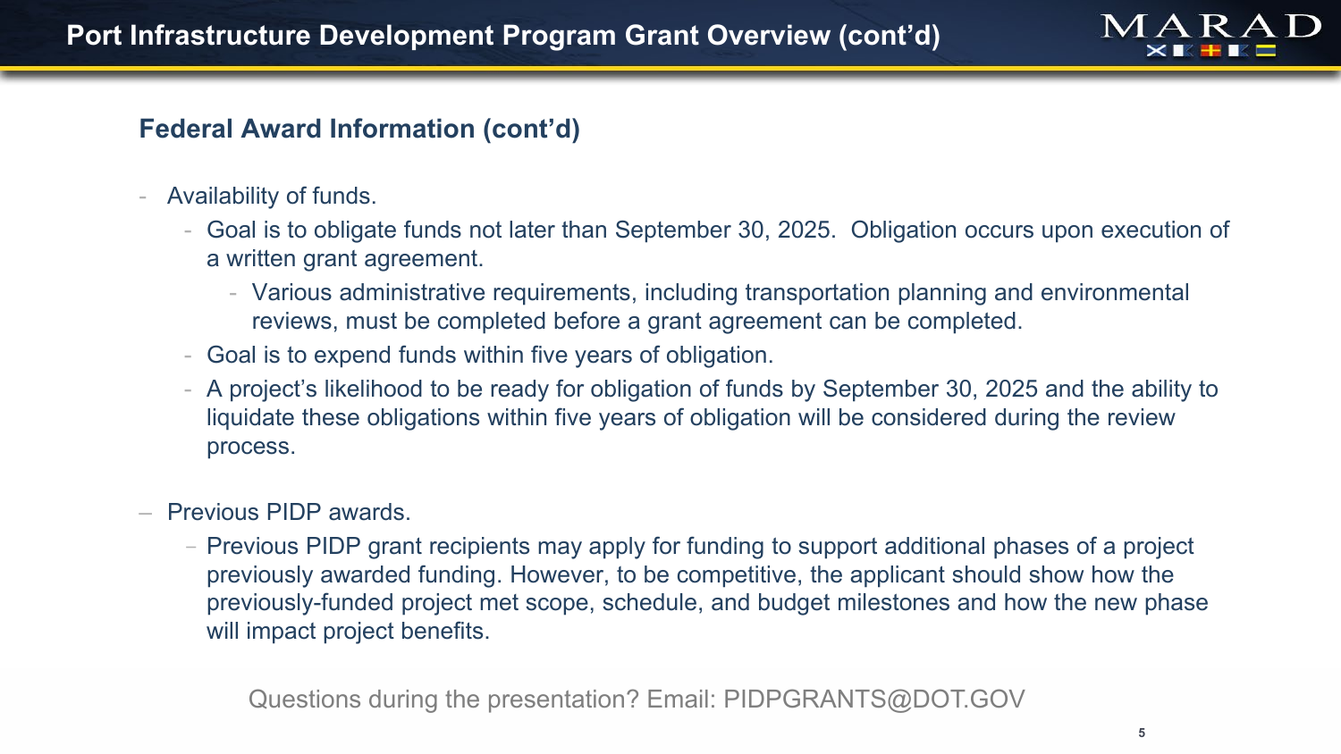# Port Infrastructure Development Program Grant Overview (cont'd)

## Federal Award Information (cont'd)

- Availability of funds.
  - Goal is to obligate funds not later than September 30, 2025. Obligation occurs upon execution of a written grant agreement.
    - Various administrative requirements, including transportation planning and environmental reviews, must be completed before a grant agreement can be completed.
  - Goal is to expend funds within five years of obligation.
  - A project's likelihood to be ready for obligation of funds by September 30, 2025 and the ability to liquidate these obligations within five years of obligation will be considered during the review process.

- Previous PIDP awards.
  - Previous PIDP grant recipients may apply for funding to support additional phases of a project previously awarded funding. However, to be competitive, the applicant should show how the previously-funded project met scope, schedule, and budget milestones and how the new phase will impact project benefits.

Questions during the presentation? Email: PIDPGRANTS@DOT.GOV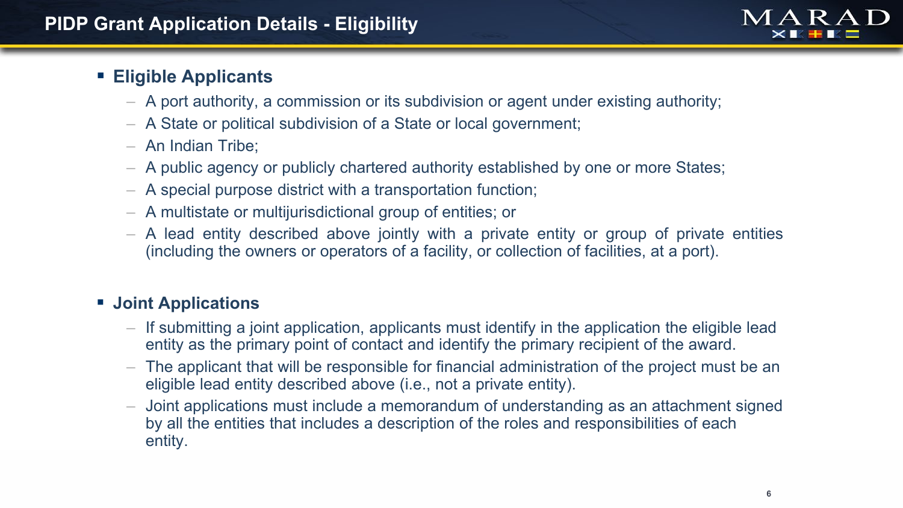# PIDP Grant Application Details - Eligibility

- **Eligible Applicants**
  - A port authority, a commission or its subdivision or agent under existing authority;
  - A State or political subdivision of a State or local government;
  - An Indian Tribe;
  - A public agency or publicly chartered authority established by one or more States;
  - A special purpose district with a transportation function;
  - A multistate or multijurisdictional group of entities; or
  - A lead entity described above jointly with a private entity or group of private entities (including the owners or operators of a facility, or collection of facilities, at a port).

- **Joint Applications**
  - If submitting a joint application, applicants must identify in the application the eligible lead entity as the primary point of contact and identify the primary recipient of the award.
  - The applicant that will be responsible for financial administration of the project must be an eligible lead entity described above (i.e., not a private entity).
  - Joint applications must include a memorandum of understanding as an attachment signed by all the entities that includes a description of the roles and responsibilities of each entity.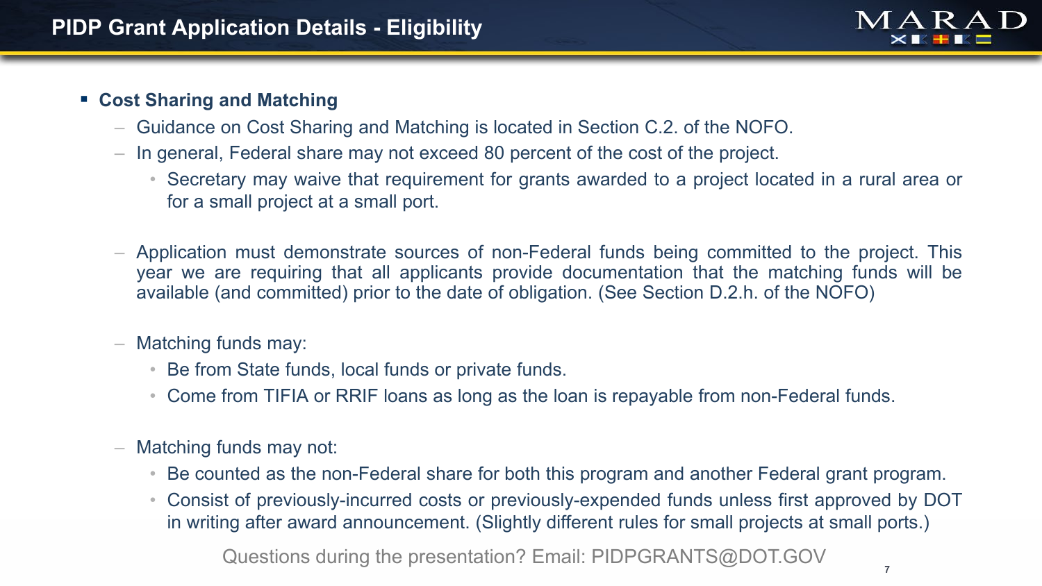# PIDP Grant Application Details - Eligibility

- **Cost Sharing and Matching**
  - Guidance on Cost Sharing and Matching is located in Section C.2. of the NOFO.
  - In general, Federal share may not exceed 80 percent of the cost of the project.
    - Secretary may waive that requirement for grants awarded to a project located in a rural area or for a small project at a small port.
  - Application must demonstrate sources of non-Federal funds being committed to the project. This year we are requiring that all applicants provide documentation that the matching funds will be available (and committed) prior to the date of obligation. (See Section D.2.h. of the NOFO)
  - Matching funds may:
    - Be from State funds, local funds or private funds.
    - Come from TIFIA or RRIF loans as long as the loan is repayable from non-Federal funds.
  - Matching funds may not:
    - Be counted as the non-Federal share for both this program and another Federal grant program.
    - Consist of previously-incurred costs or previously-expended funds unless first approved by DOT in writing after award announcement. (Slightly different rules for small projects at small ports.)

Questions during the presentation? Email: PIDPGRANTS@DOT.GOV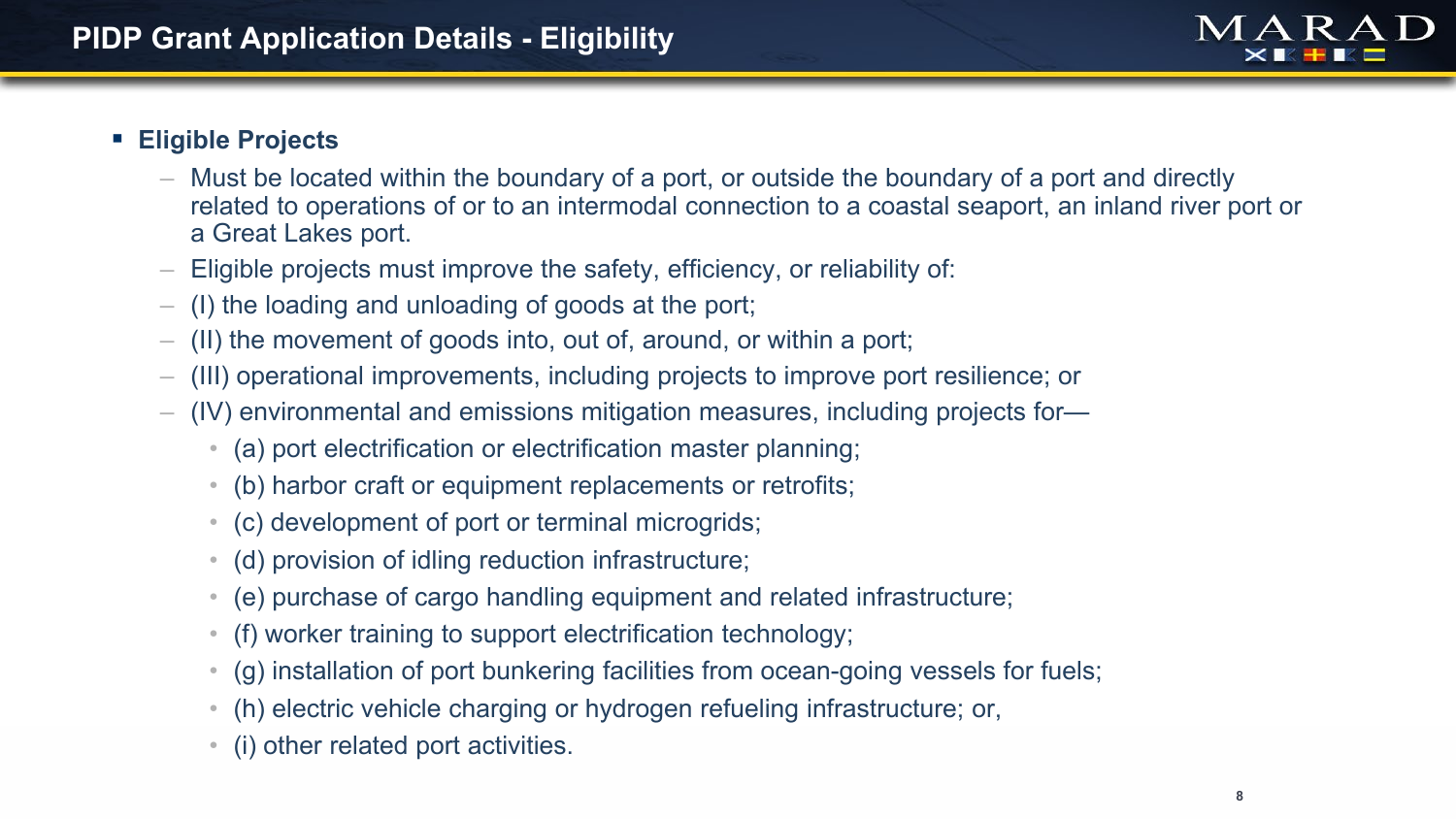# PIDP Grant Application Details - Eligibility

- **Eligible Projects**
  - Must be located within the boundary of a port, or outside the boundary of a port and directly related to operations of or to an intermodal connection to a coastal seaport, an inland river port or a Great Lakes port.
  - Eligible projects must improve the safety, efficiency, or reliability of:
  - (I) the loading and unloading of goods at the port;
  - (II) the movement of goods into, out of, around, or within a port;
  - (III) operational improvements, including projects to improve port resilience; or
  - (IV) environmental and emissions mitigation measures, including projects for—
    - (a) port electrification or electrification master planning;
    - (b) harbor craft or equipment replacements or retrofits;
    - (c) development of port or terminal microgrids;
    - (d) provision of idling reduction infrastructure;
    - (e) purchase of cargo handling equipment and related infrastructure;
    - (f) worker training to support electrification technology;
    - (g) installation of port bunkering facilities from ocean-going vessels for fuels;
    - (h) electric vehicle charging or hydrogen refueling infrastructure; or,
    - (i) other related port activities.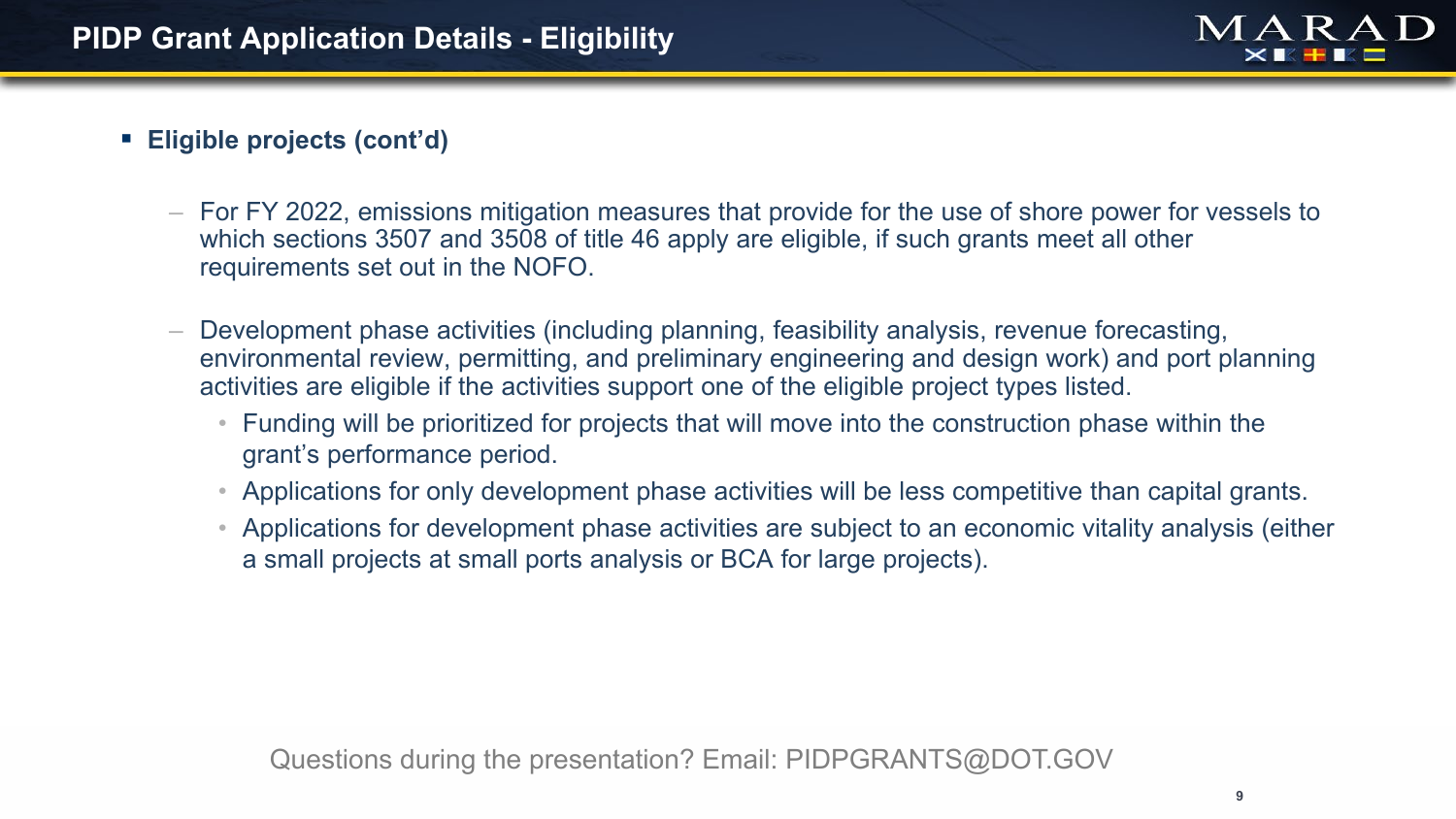# PIDP Grant Application Details - Eligibility

- **Eligible projects (cont'd)**
  - For FY 2022, emissions mitigation measures that provide for the use of shore power for vessels to which sections 3507 and 3508 of title 46 apply are eligible, if such grants meet all other requirements set out in the NOFO.
  - Development phase activities (including planning, feasibility analysis, revenue forecasting, environmental review, permitting, and preliminary engineering and design work) and port planning activities are eligible if the activities support one of the eligible project types listed.
    - Funding will be prioritized for projects that will move into the construction phase within the grant's performance period.
    - Applications for only development phase activities will be less competitive than capital grants.
    - Applications for development phase activities are subject to an economic vitality analysis (either a small projects at small ports analysis or BCA for large projects).

Questions during the presentation? Email: PIDPGRANTS@DOT.GOV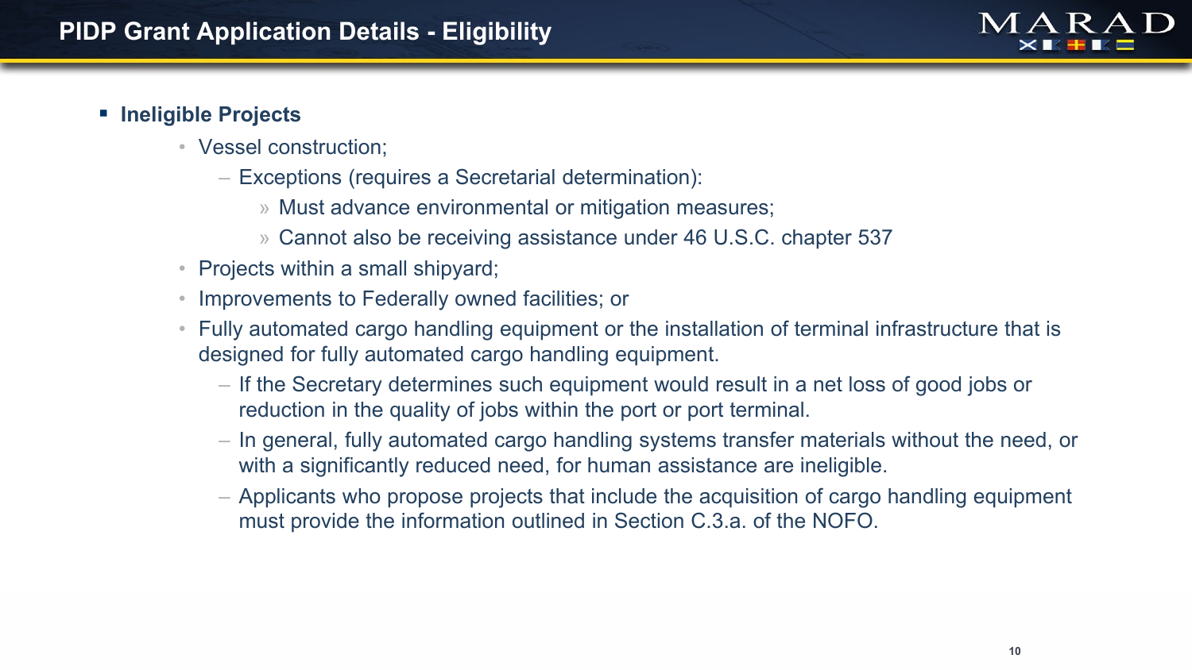# PIDP Grant Application Details - Eligibility

- **Ineligible Projects**
  - Vessel construction;
    - Exceptions (requires a Secretarial determination):
      - Must advance environmental or mitigation measures;
      - Cannot also be receiving assistance under 46 U.S.C. chapter 537
  - Projects within a small shipyard;
  - Improvements to Federally owned facilities; or
  - Fully automated cargo handling equipment or the installation of terminal infrastructure that is designed for fully automated cargo handling equipment.
    - If the Secretary determines such equipment would result in a net loss of good jobs or reduction in the quality of jobs within the port or port terminal.
    - In general, fully automated cargo handling systems transfer materials without the need, or with a significantly reduced need, for human assistance are ineligible.
    - Applicants who propose projects that include the acquisition of cargo handling equipment must provide the information outlined in Section C.3.a. of the NOFO.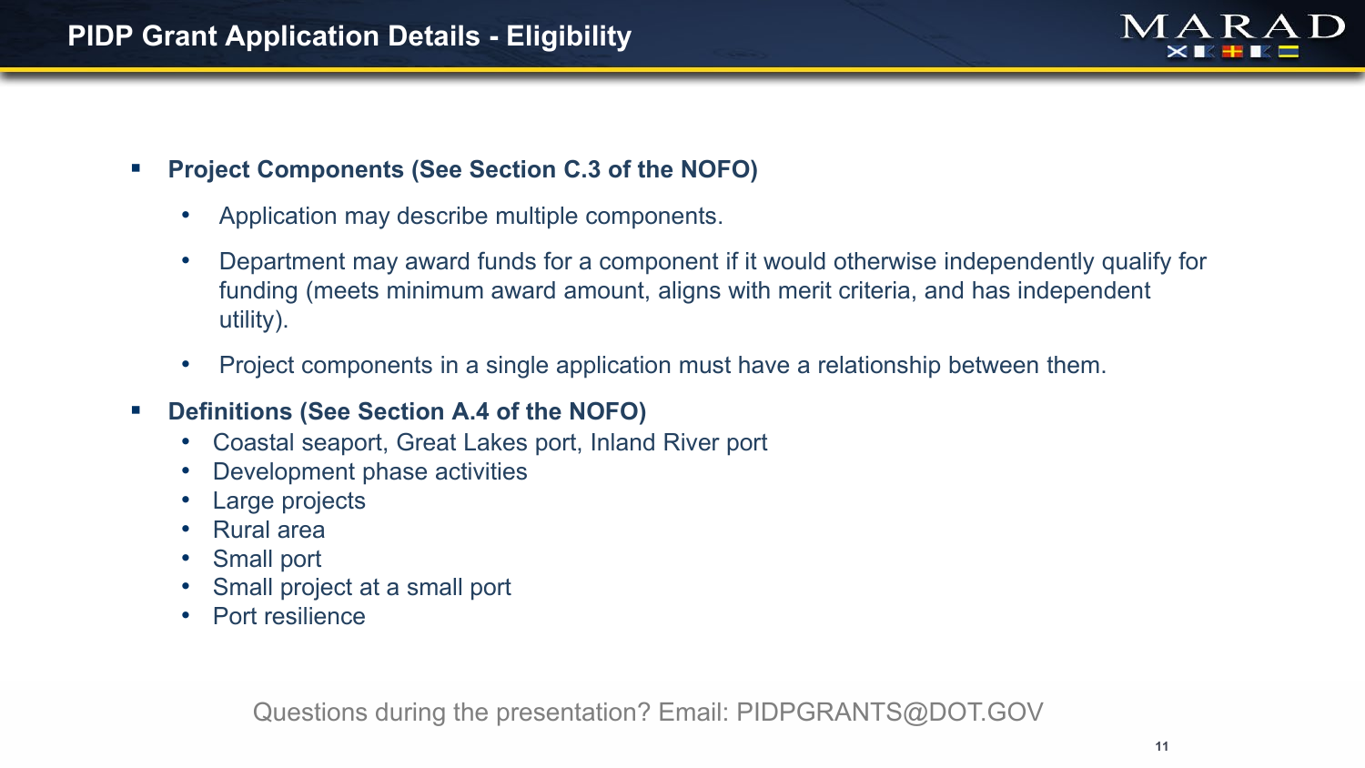# PIDP Grant Application Details - Eligibility

- **Project Components (See Section C.3 of the NOFO)**
  - Application may describe multiple components.
  - Department may award funds for a component if it would otherwise independently qualify for funding (meets minimum award amount, aligns with merit criteria, and has independent utility).
  - Project components in a single application must have a relationship between them.
- **Definitions (See Section A.4 of the NOFO)**
  - Coastal seaport, Great Lakes port, Inland River port
  - Development phase activities
  - Large projects
  - Rural area
  - Small port
  - Small project at a small port
  - Port resilience

Questions during the presentation? Email: PIDPGRANTS@DOT.GOV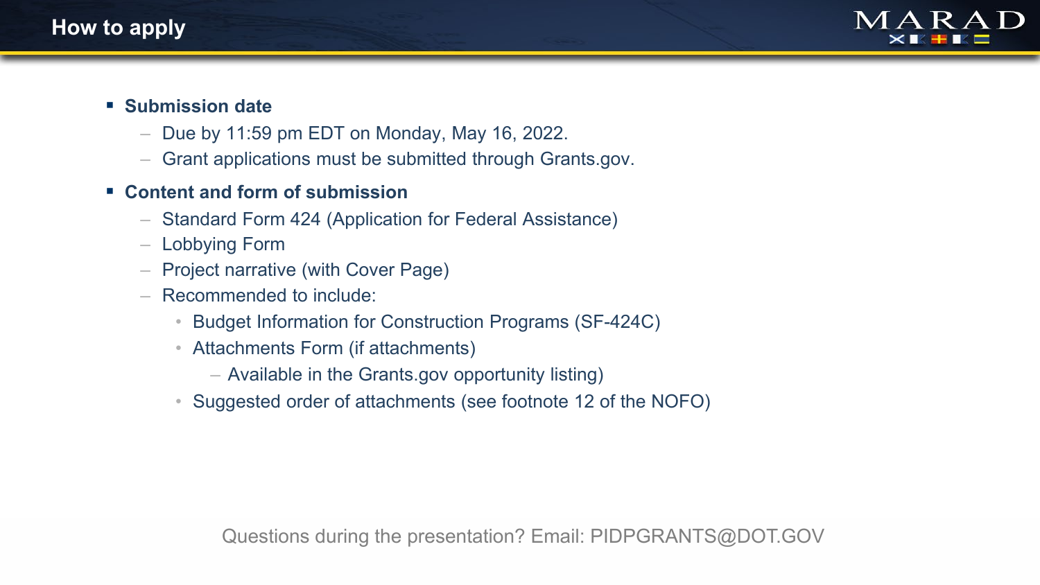# How to apply

- **Submission date**
  - Due by 11:59 pm EDT on Monday, May 16, 2022.
  - Grant applications must be submitted through Grants.gov.
- **Content and form of submission**
  - Standard Form 424 (Application for Federal Assistance)
  - Lobbying Form
  - Project narrative (with Cover Page)
  - Recommended to include:
    - Budget Information for Construction Programs (SF-424C)
    - Attachments Form (if attachments)
      - Available in the Grants.gov opportunity listing)
    - Suggested order of attachments (see footnote 12 of the NOFO)

Questions during the presentation? Email: PIDPGRANTS@DOT.GOV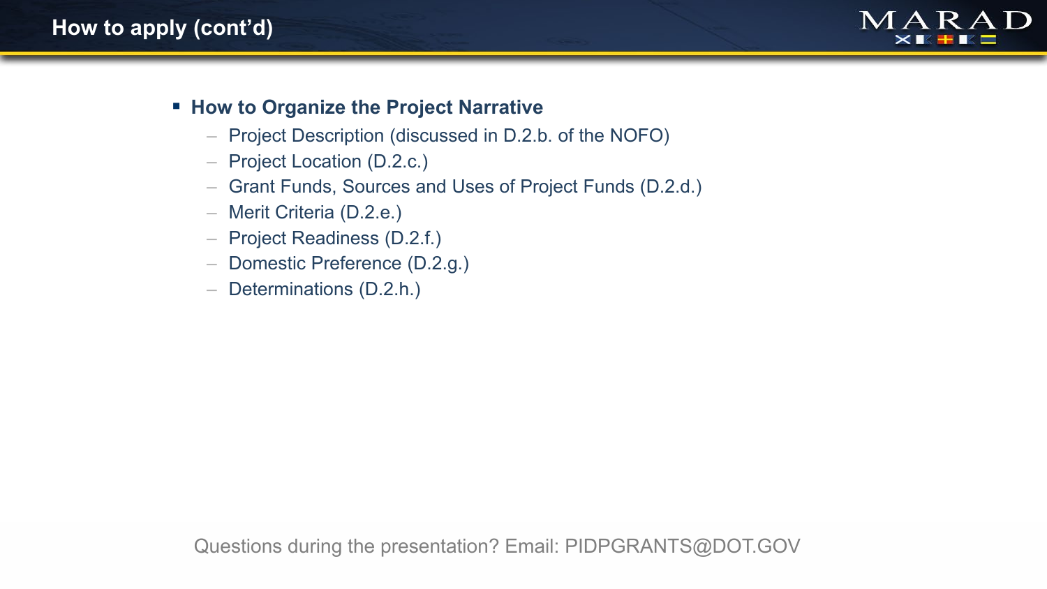# How to apply (cont'd)

- **How to Organize the Project Narrative**
  - Project Description (discussed in D.2.b. of the NOFO)
  - Project Location (D.2.c.)
  - Grant Funds, Sources and Uses of Project Funds (D.2.d.)
  - Merit Criteria (D.2.e.)
  - Project Readiness (D.2.f.)
  - Domestic Preference (D.2.g.)
  - Determinations (D.2.h.)

Questions during the presentation? Email: PIDPGRANTS@DOT.GOV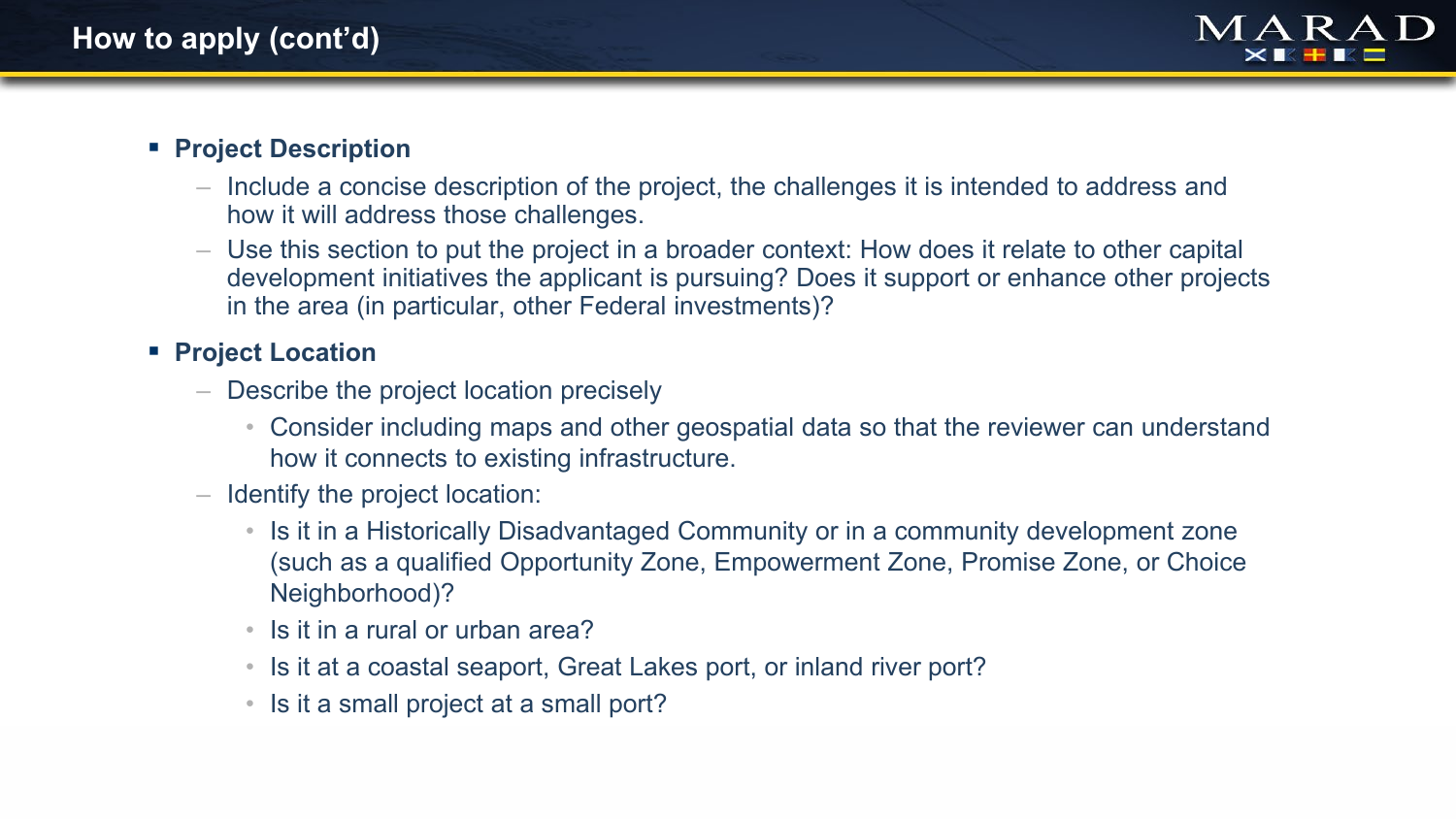# How to apply (cont'd)

- **Project Description**
  - Include a concise description of the project, the challenges it is intended to address and how it will address those challenges.
  - Use this section to put the project in a broader context: How does it relate to other capital development initiatives the applicant is pursuing? Does it support or enhance other projects in the area (in particular, other Federal investments)?
- **Project Location**
  - Describe the project location precisely
    - Consider including maps and other geospatial data so that the reviewer can understand how it connects to existing infrastructure.
  - Identify the project location:
    - Is it in a Historically Disadvantaged Community or in a community development zone (such as a qualified Opportunity Zone, Empowerment Zone, Promise Zone, or Choice Neighborhood)?
    - Is it in a rural or urban area?
    - Is it at a coastal seaport, Great Lakes port, or inland river port?
    - Is it a small project at a small port?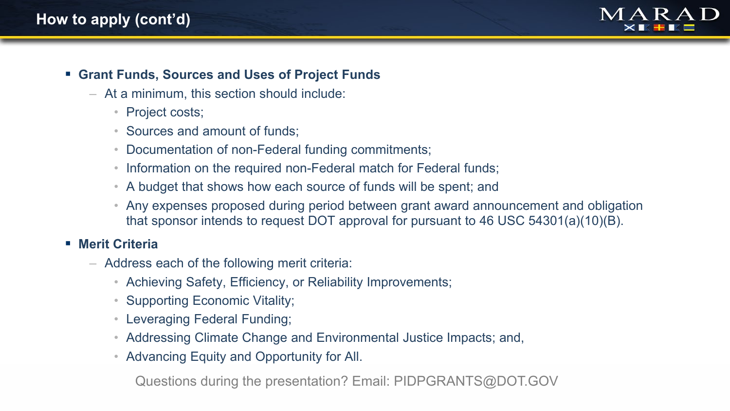# How to apply (cont'd)

- **Grant Funds, Sources and Uses of Project Funds**
  - At a minimum, this section should include:
    - Project costs;
    - Sources and amount of funds;
    - Documentation of non-Federal funding commitments;
    - Information on the required non-Federal match for Federal funds;
    - A budget that shows how each source of funds will be spent; and
    - Any expenses proposed during period between grant award announcement and obligation that sponsor intends to request DOT approval for pursuant to 46 USC 54301(a)(10)(B).
- **Merit Criteria**
  - Address each of the following merit criteria:
    - Achieving Safety, Efficiency, or Reliability Improvements;
    - Supporting Economic Vitality;
    - Leveraging Federal Funding;
    - Addressing Climate Change and Environmental Justice Impacts; and,
    - Advancing Equity and Opportunity for All.

Questions during the presentation? Email: PIDPGRANTS@DOT.GOV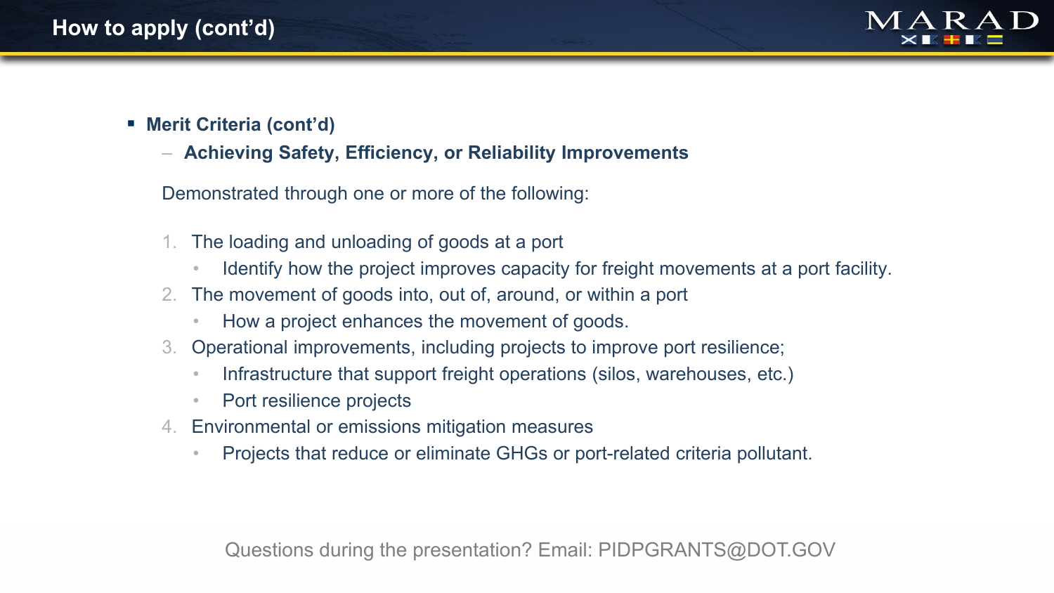# How to apply (cont'd)

- **Merit Criteria (cont'd)**
  - **Achieving Safety, Efficiency, or Reliability Improvements**

  Demonstrated through one or more of the following:

  1. The loading and unloading of goods at a port
     - Identify how the project improves capacity for freight movements at a port facility.
  2. The movement of goods into, out of, around, or within a port
     - How a project enhances the movement of goods.
  3. Operational improvements, including projects to improve port resilience;
     - Infrastructure that support freight operations (silos, warehouses, etc.)
     - Port resilience projects
  4. Environmental or emissions mitigation measures
     - Projects that reduce or eliminate GHGs or port-related criteria pollutant.

Questions during the presentation? Email: PIDPGRANTS@DOT.GOV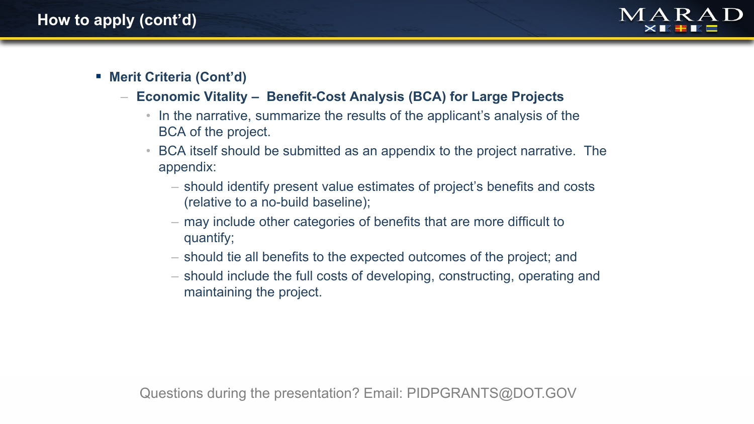# How to apply (cont'd)

- **Merit Criteria (Cont'd)**
  - **Economic Vitality – Benefit-Cost Analysis (BCA) for Large Projects**
    - In the narrative, summarize the results of the applicant's analysis of the BCA of the project.
    - BCA itself should be submitted as an appendix to the project narrative. The appendix:
      - should identify present value estimates of project's benefits and costs (relative to a no-build baseline);
      - may include other categories of benefits that are more difficult to quantify;
      - should tie all benefits to the expected outcomes of the project; and
      - should include the full costs of developing, constructing, operating and maintaining the project.

Questions during the presentation? Email: PIDPGRANTS@DOT.GOV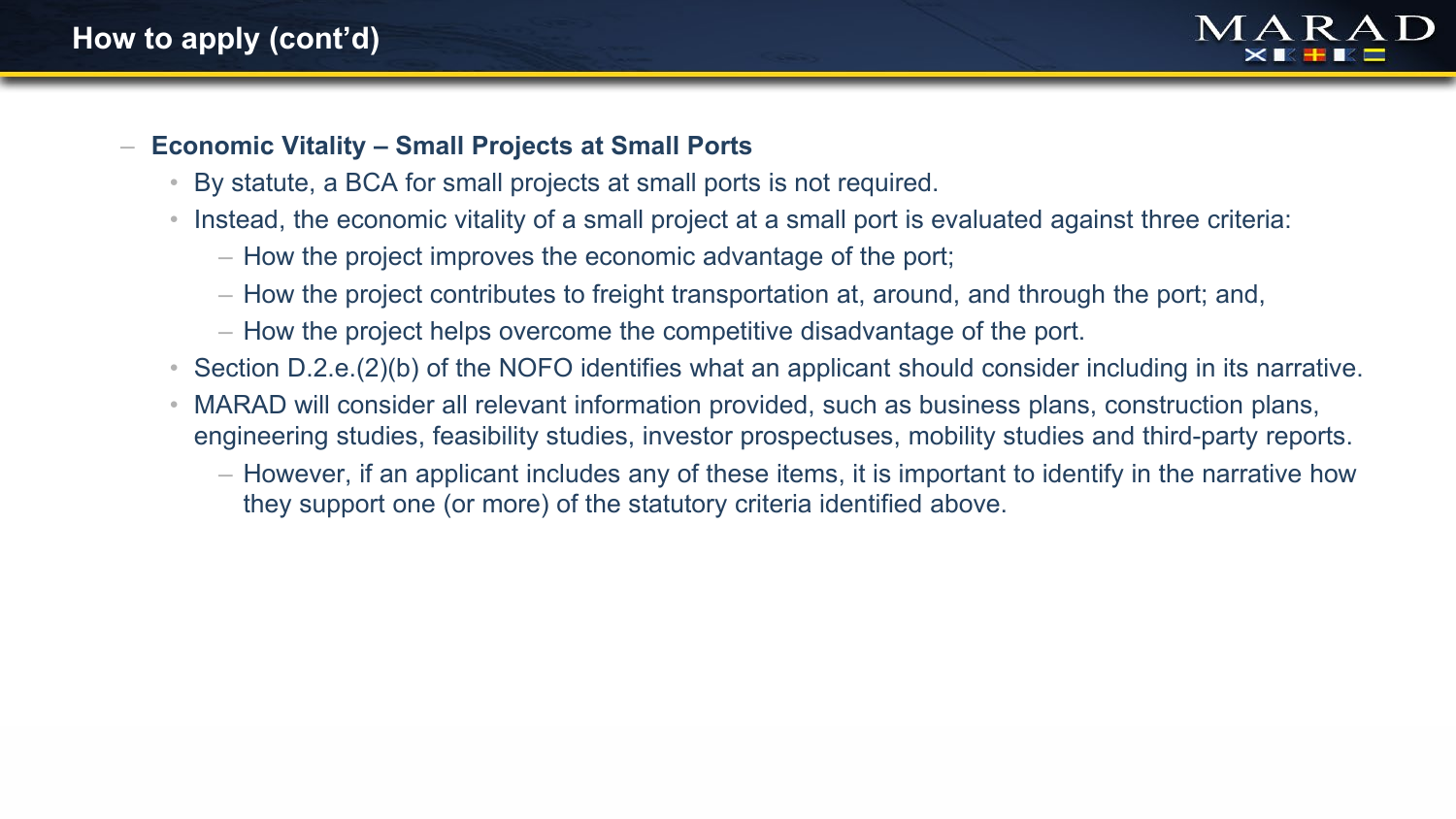## How to apply (cont'd)

- **Economic Vitality – Small Projects at Small Ports**
  - By statute, a BCA for small projects at small ports is not required.
  - Instead, the economic vitality of a small project at a small port is evaluated against three criteria:
    - How the project improves the economic advantage of the port;
    - How the project contributes to freight transportation at, around, and through the port; and,
    - How the project helps overcome the competitive disadvantage of the port.
  - Section D.2.e.(2)(b) of the NOFO identifies what an applicant should consider including in its narrative.
  - MARAD will consider all relevant information provided, such as business plans, construction plans, engineering studies, feasibility studies, investor prospectuses, mobility studies and third-party reports.
    - However, if an applicant includes any of these items, it is important to identify in the narrative how they support one (or more) of the statutory criteria identified above.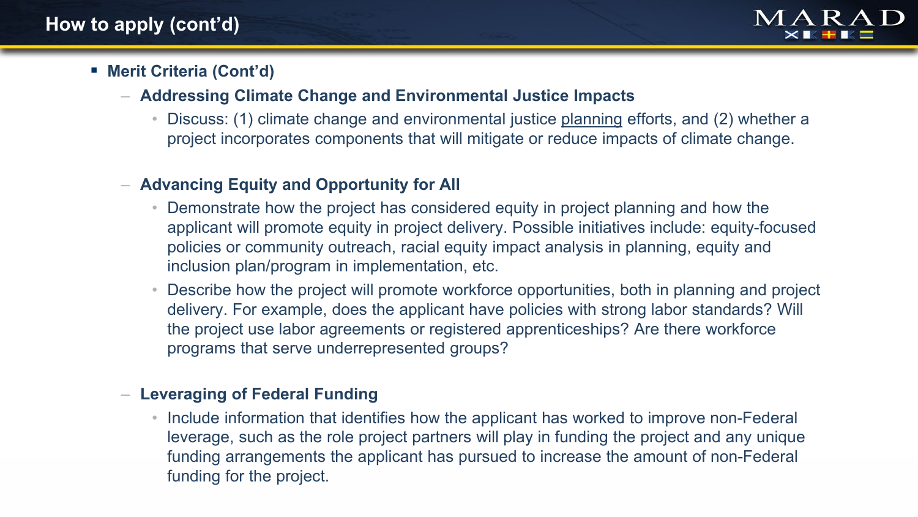# How to apply (cont'd)

- **Merit Criteria (Cont'd)**
  - **Addressing Climate Change and Environmental Justice Impacts**
    - Discuss: (1) climate change and environmental justice planning efforts, and (2) whether a project incorporates components that will mitigate or reduce impacts of climate change.
  - **Advancing Equity and Opportunity for All**
    - Demonstrate how the project has considered equity in project planning and how the applicant will promote equity in project delivery. Possible initiatives include: equity-focused policies or community outreach, racial equity impact analysis in planning, equity and inclusion plan/program in implementation, etc.
    - Describe how the project will promote workforce opportunities, both in planning and project delivery. For example, does the applicant have policies with strong labor standards? Will the project use labor agreements or registered apprenticeships? Are there workforce programs that serve underrepresented groups?
  - **Leveraging of Federal Funding**
    - Include information that identifies how the applicant has worked to improve non-Federal leverage, such as the role project partners will play in funding the project and any unique funding arrangements the applicant has pursued to increase the amount of non-Federal funding for the project.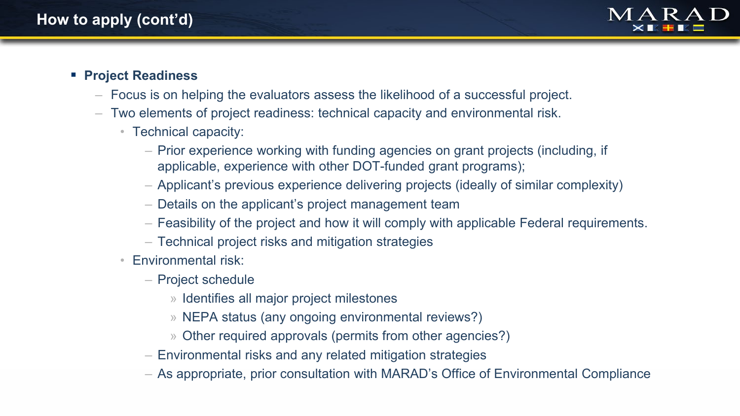# How to apply (cont'd)

- **Project Readiness**
  - Focus is on helping the evaluators assess the likelihood of a successful project.
  - Two elements of project readiness: technical capacity and environmental risk.
    - Technical capacity:
      - Prior experience working with funding agencies on grant projects (including, if applicable, experience with other DOT-funded grant programs);
      - Applicant's previous experience delivering projects (ideally of similar complexity)
      - Details on the applicant's project management team
      - Feasibility of the project and how it will comply with applicable Federal requirements.
      - Technical project risks and mitigation strategies
    - Environmental risk:
      - Project schedule
        - Identifies all major project milestones
        - NEPA status (any ongoing environmental reviews?)
        - Other required approvals (permits from other agencies?)
      - Environmental risks and any related mitigation strategies
      - As appropriate, prior consultation with MARAD's Office of Environmental Compliance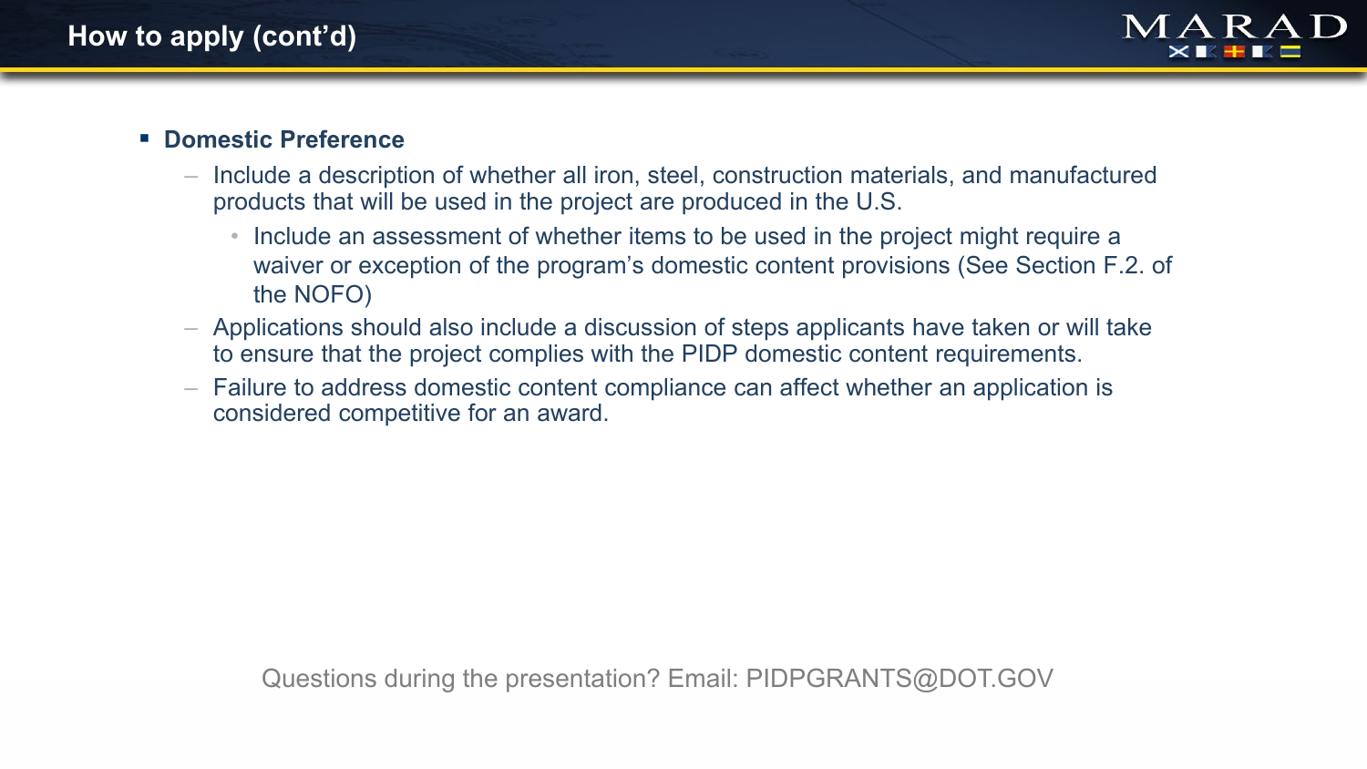# How to apply (cont'd)

- **Domestic Preference**
  - Include a description of whether all iron, steel, construction materials, and manufactured products that will be used in the project are produced in the U.S.
    - Include an assessment of whether items to be used in the project might require a waiver or exception of the program's domestic content provisions (See Section F.2. of the NOFO)
  - Applications should also include a discussion of steps applicants have taken or will take to ensure that the project complies with the PIDP domestic content requirements.
  - Failure to address domestic content compliance can affect whether an application is considered competitive for an award.

Questions during the presentation? Email: PIDPGRANTS@DOT.GOV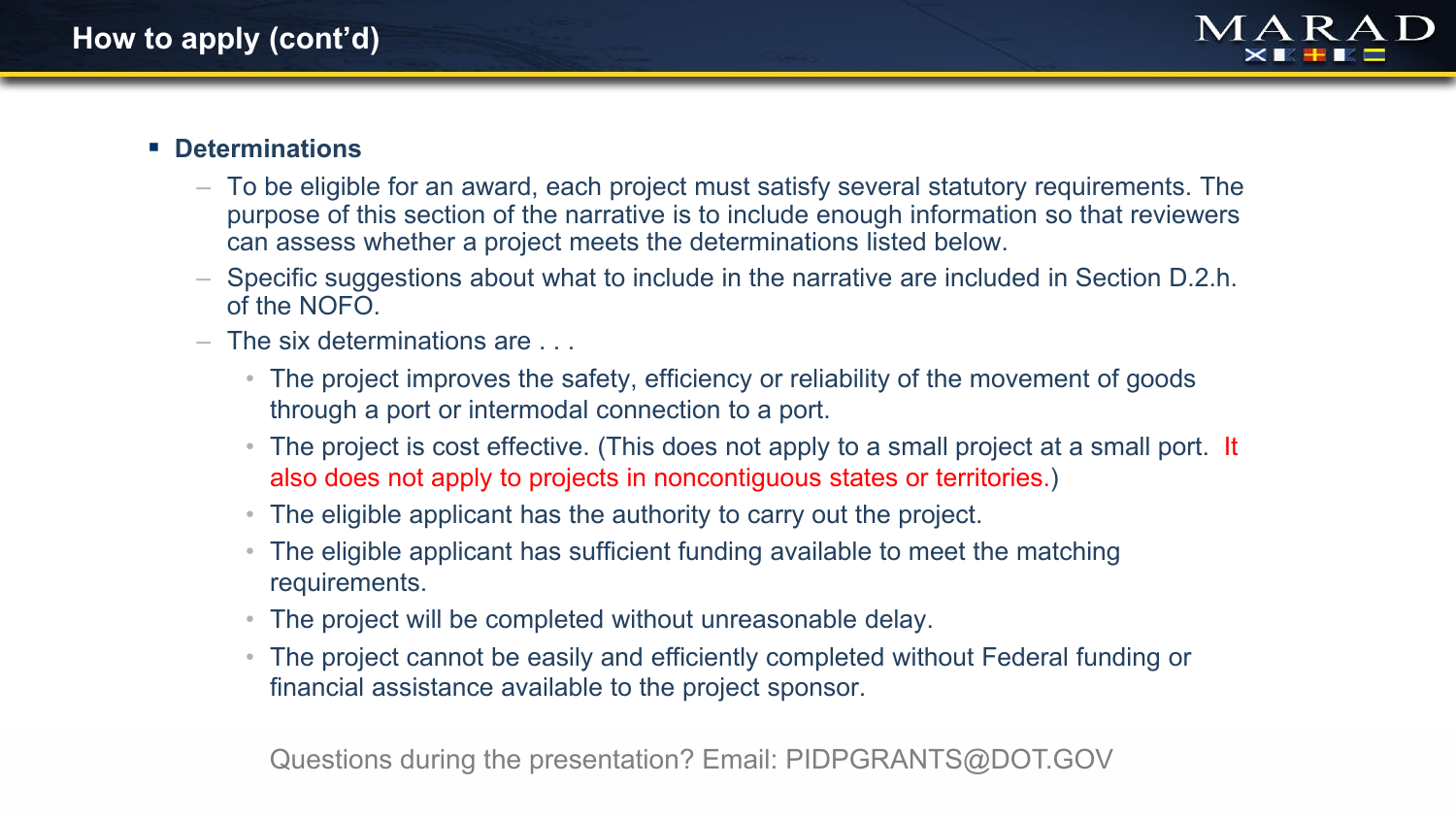# How to apply (cont'd)

- **Determinations**
  - To be eligible for an award, each project must satisfy several statutory requirements. The purpose of this section of the narrative is to include enough information so that reviewers can assess whether a project meets the determinations listed below.
  - Specific suggestions about what to include in the narrative are included in Section D.2.h. of the NOFO.
  - The six determinations are . . .
    - The project improves the safety, efficiency or reliability of the movement of goods through a port or intermodal connection to a port.
    - The project is cost effective. (This does not apply to a small project at a small port. It also does not apply to projects in noncontiguous states or territories.)
    - The eligible applicant has the authority to carry out the project.
    - The eligible applicant has sufficient funding available to meet the matching requirements.
    - The project will be completed without unreasonable delay.
    - The project cannot be easily and efficiently completed without Federal funding or financial assistance available to the project sponsor.

Questions during the presentation? Email: PIDPGRANTS@DOT.GOV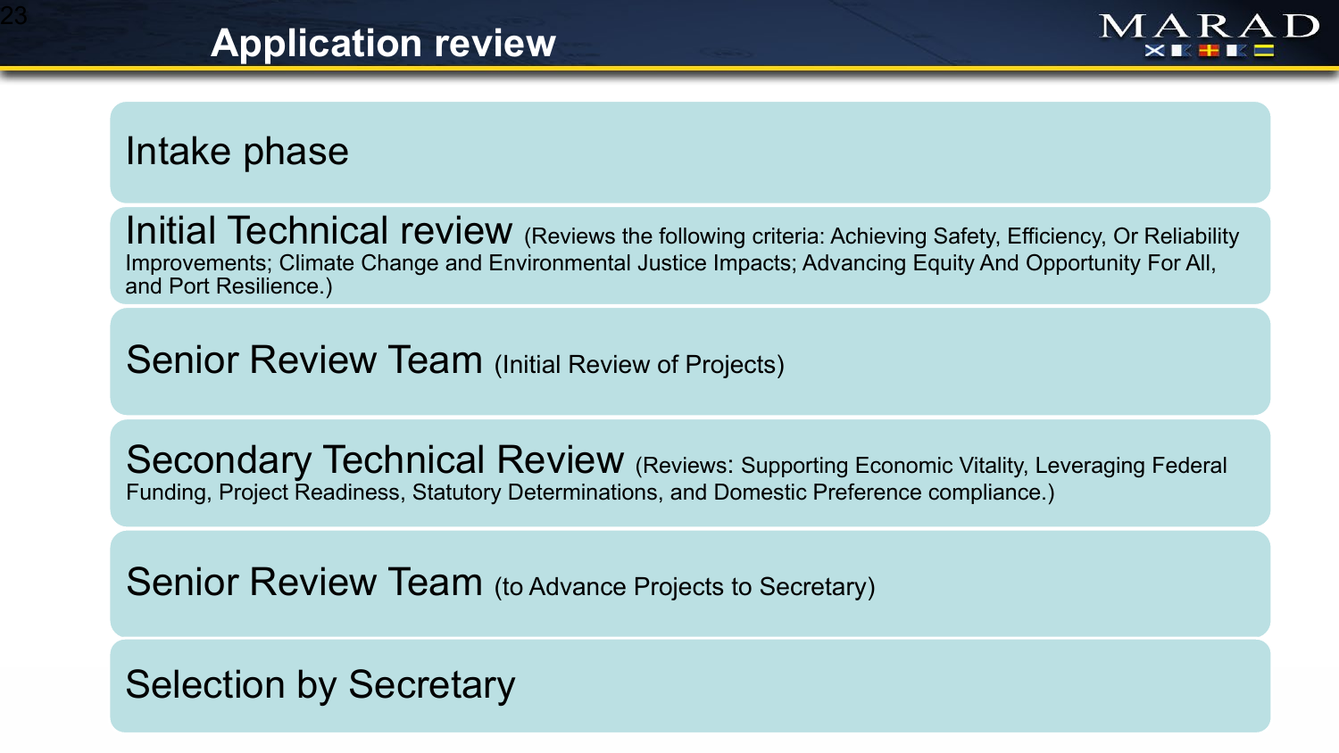# Application review

- Intake phase
- Initial Technical review (Reviews the following criteria: Achieving Safety, Efficiency, Or Reliability Improvements; Climate Change and Environmental Justice Impacts; Advancing Equity And Opportunity For All, and Port Resilience.)
- Senior Review Team (Initial Review of Projects)
- Secondary Technical Review (Reviews: Supporting Economic Vitality, Leveraging Federal Funding, Project Readiness, Statutory Determinations, and Domestic Preference compliance.)
- Senior Review Team (to Advance Projects to Secretary)
- Selection by Secretary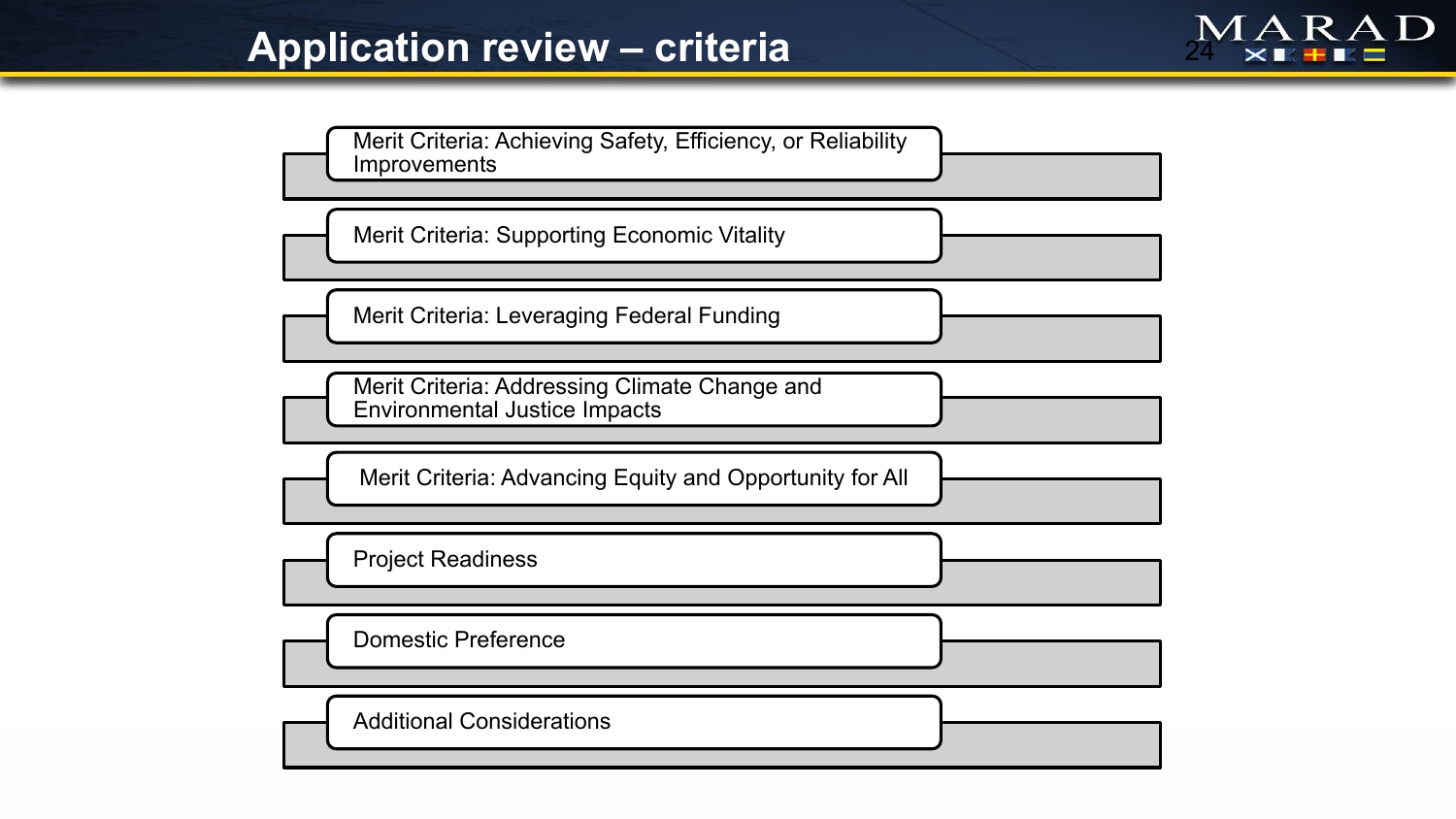# Application review – criteria

- Merit Criteria: Achieving Safety, Efficiency, or Reliability Improvements
- Merit Criteria: Supporting Economic Vitality
- Merit Criteria: Leveraging Federal Funding
- Merit Criteria: Addressing Climate Change and Environmental Justice Impacts
- Merit Criteria: Advancing Equity and Opportunity for All
- Project Readiness
- Domestic Preference
- Additional Considerations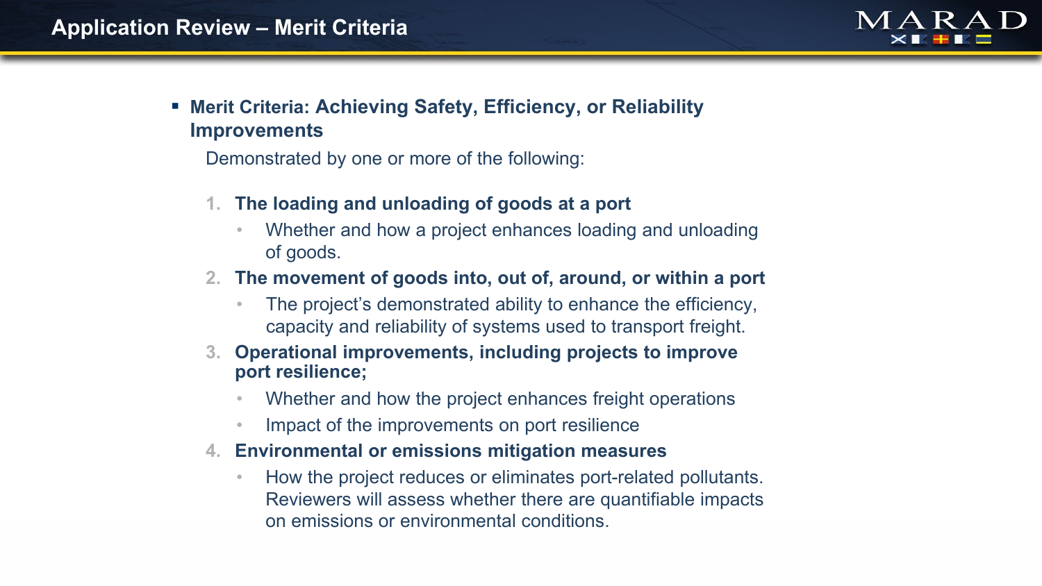# Application Review – Merit Criteria

- **Merit Criteria: Achieving Safety, Efficiency, or Reliability Improvements**

  Demonstrated by one or more of the following:

  1. **The loading and unloading of goods at a port**
     - Whether and how a project enhances loading and unloading of goods.
  2. **The movement of goods into, out of, around, or within a port**
     - The project's demonstrated ability to enhance the efficiency, capacity and reliability of systems used to transport freight.
  3. **Operational improvements, including projects to improve port resilience;**
     - Whether and how the project enhances freight operations
     - Impact of the improvements on port resilience
  4. **Environmental or emissions mitigation measures**
     - How the project reduces or eliminates port-related pollutants. Reviewers will assess whether there are quantifiable impacts on emissions or environmental conditions.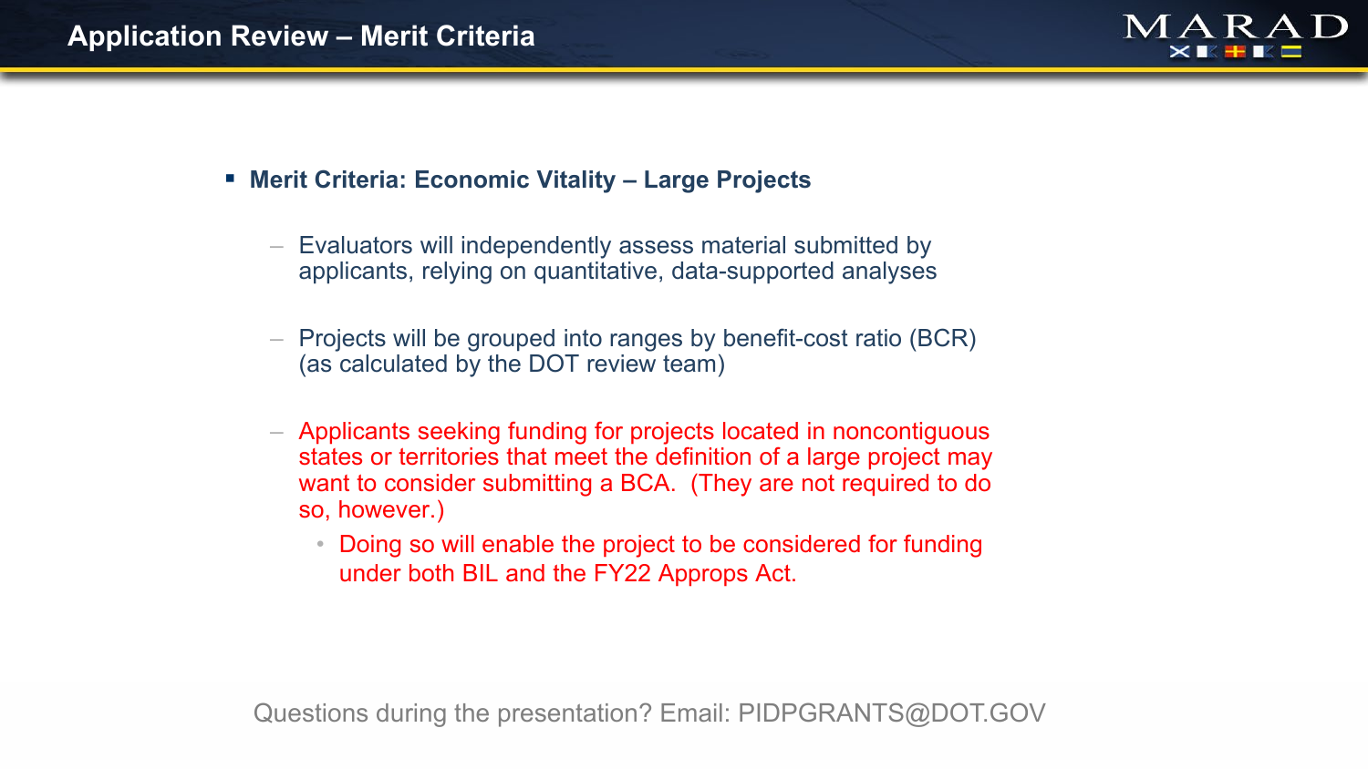# Application Review – Merit Criteria

- **Merit Criteria: Economic Vitality – Large Projects**
  - Evaluators will independently assess material submitted by applicants, relying on quantitative, data-supported analyses
  - Projects will be grouped into ranges by benefit-cost ratio (BCR) (as calculated by the DOT review team)
  - Applicants seeking funding for projects located in noncontiguous states or territories that meet the definition of a large project may want to consider submitting a BCA. (They are not required to do so, however.)
    - Doing so will enable the project to be considered for funding under both BIL and the FY22 Approps Act.

Questions during the presentation? Email: PIDPGRANTS@DOT.GOV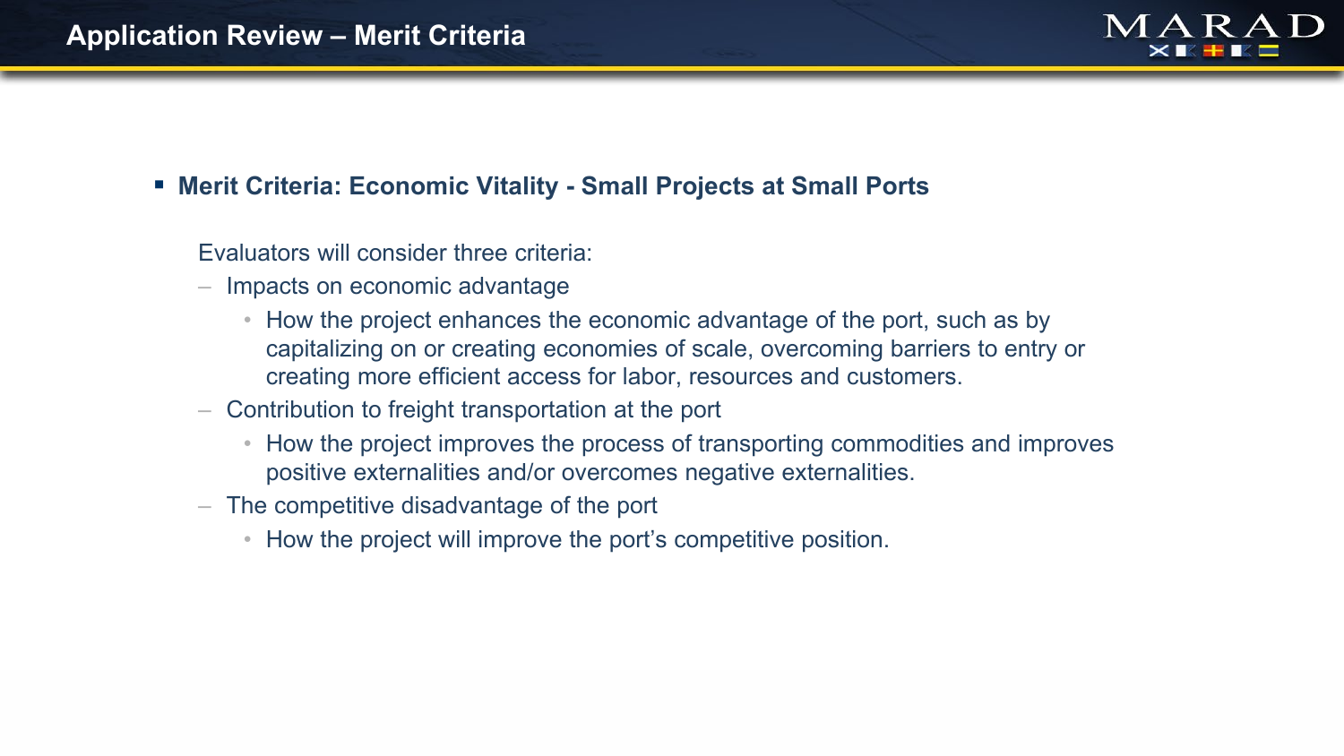# Application Review – Merit Criteria

- **Merit Criteria: Economic Vitality - Small Projects at Small Ports**

  Evaluators will consider three criteria:

  – Impacts on economic advantage
    - How the project enhances the economic advantage of the port, such as by capitalizing on or creating economies of scale, overcoming barriers to entry or creating more efficient access for labor, resources and customers.

  – Contribution to freight transportation at the port
    - How the project improves the process of transporting commodities and improves positive externalities and/or overcomes negative externalities.

  – The competitive disadvantage of the port
    - How the project will improve the port's competitive position.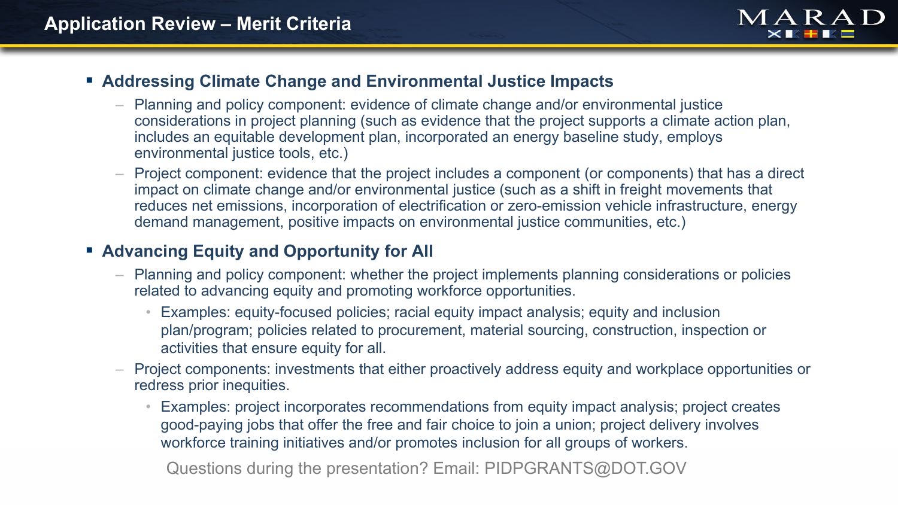# Application Review – Merit Criteria

- **Addressing Climate Change and Environmental Justice Impacts**
  - Planning and policy component: evidence of climate change and/or environmental justice considerations in project planning (such as evidence that the project supports a climate action plan, includes an equitable development plan, incorporated an energy baseline study, employs environmental justice tools, etc.)
  - Project component: evidence that the project includes a component (or components) that has a direct impact on climate change and/or environmental justice (such as a shift in freight movements that reduces net emissions, incorporation of electrification or zero-emission vehicle infrastructure, energy demand management, positive impacts on environmental justice communities, etc.)
- **Advancing Equity and Opportunity for All**
  - Planning and policy component: whether the project implements planning considerations or policies related to advancing equity and promoting workforce opportunities.
    - Examples: equity-focused policies; racial equity impact analysis; equity and inclusion plan/program; policies related to procurement, material sourcing, construction, inspection or activities that ensure equity for all.
  - Project components: investments that either proactively address equity and workplace opportunities or redress prior inequities.
    - Examples: project incorporates recommendations from equity impact analysis; project creates good-paying jobs that offer the free and fair choice to join a union; project delivery involves workforce training initiatives and/or promotes inclusion for all groups of workers.

Questions during the presentation? Email: PIDPGRANTS@DOT.GOV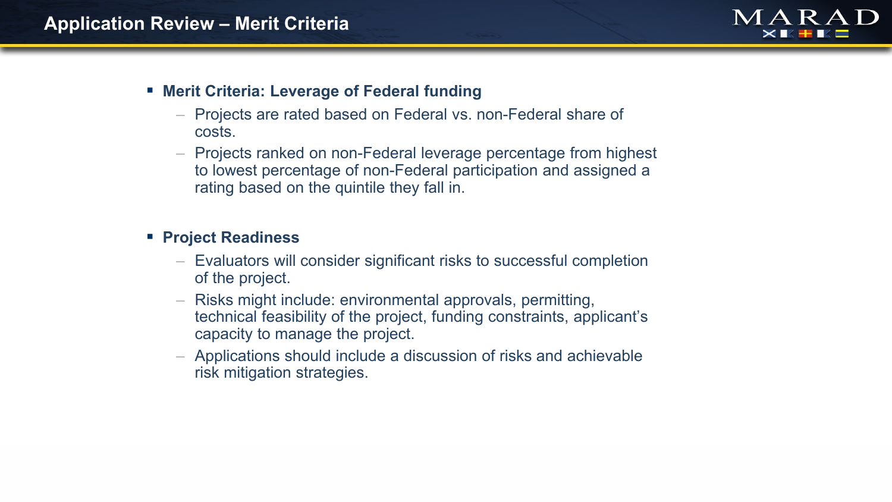# Application Review – Merit Criteria

- **Merit Criteria: Leverage of Federal funding**
  - Projects are rated based on Federal vs. non-Federal share of costs.
  - Projects ranked on non-Federal leverage percentage from highest to lowest percentage of non-Federal participation and assigned a rating based on the quintile they fall in.

- **Project Readiness**
  - Evaluators will consider significant risks to successful completion of the project.
  - Risks might include: environmental approvals, permitting, technical feasibility of the project, funding constraints, applicant's capacity to manage the project.
  - Applications should include a discussion of risks and achievable risk mitigation strategies.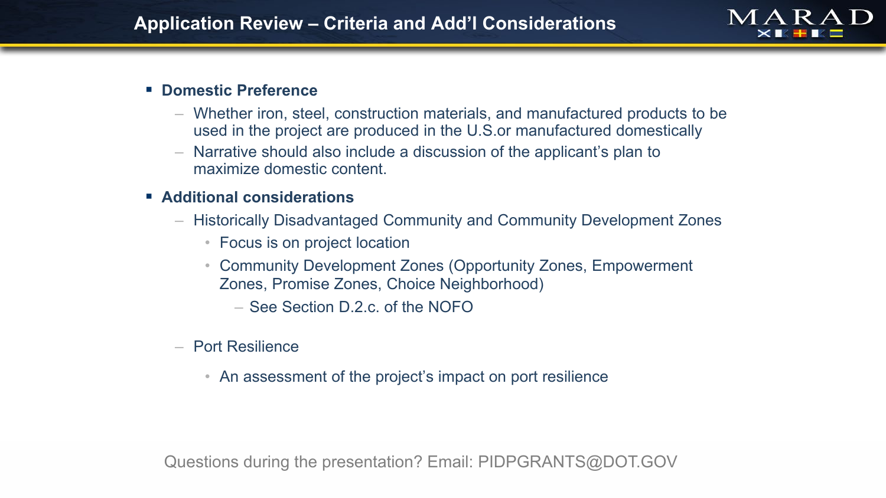# Application Review – Criteria and Add'l Considerations

- **Domestic Preference**
  - Whether iron, steel, construction materials, and manufactured products to be used in the project are produced in the U.S.or manufactured domestically
  - Narrative should also include a discussion of the applicant's plan to maximize domestic content.
- **Additional considerations**
  - Historically Disadvantaged Community and Community Development Zones
    - Focus is on project location
    - Community Development Zones (Opportunity Zones, Empowerment Zones, Promise Zones, Choice Neighborhood)
      - See Section D.2.c. of the NOFO
  - Port Resilience
    - An assessment of the project's impact on port resilience

Questions during the presentation? Email: PIDPGRANTS@DOT.GOV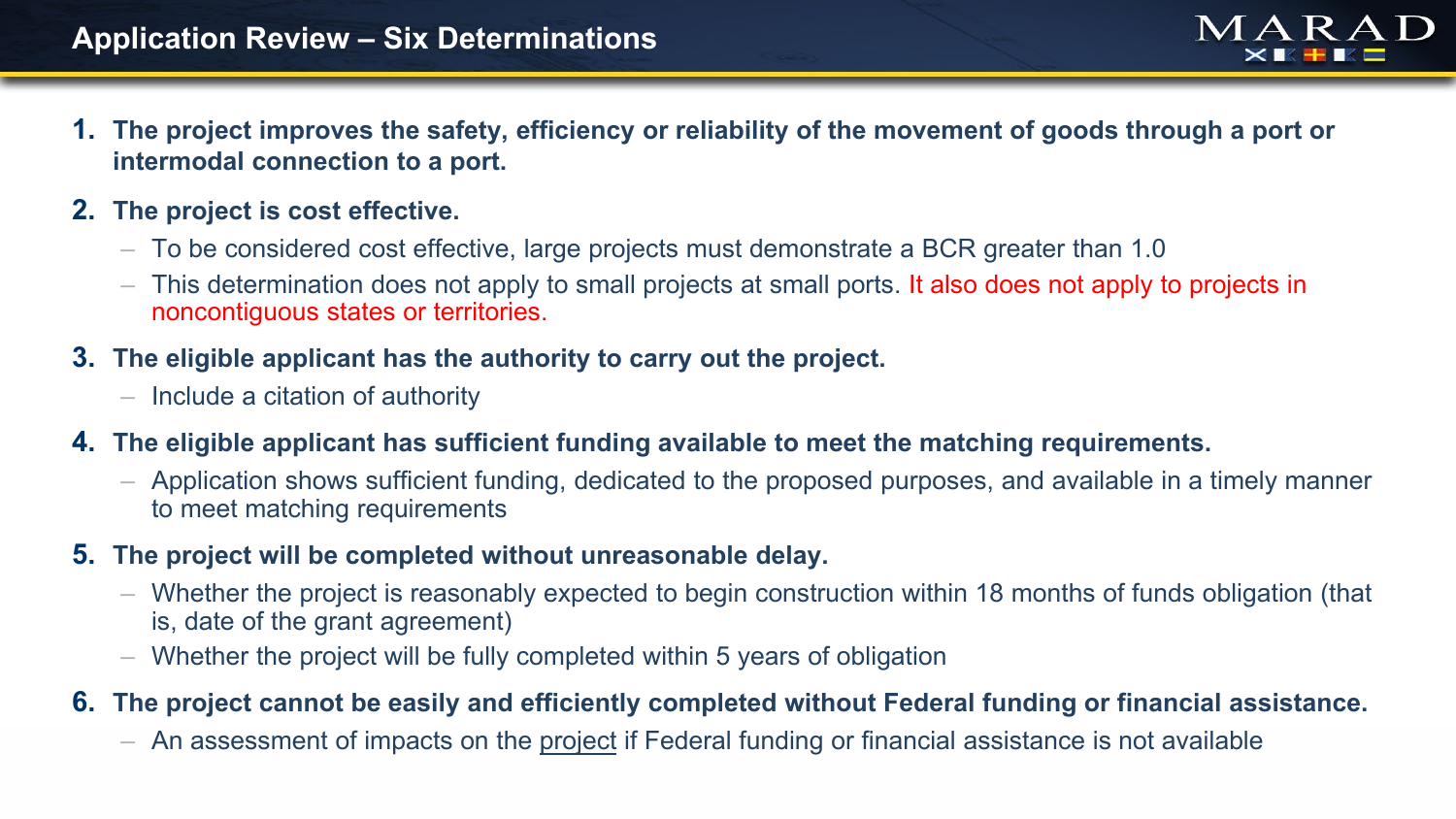## Application Review – Six Determinations

1. **The project improves the safety, efficiency or reliability of the movement of goods through a port or intermodal connection to a port.**
2. **The project is cost effective.**
   - To be considered cost effective, large projects must demonstrate a BCR greater than 1.0
   - This determination does not apply to small projects at small ports. It also does not apply to projects in noncontiguous states or territories.
3. **The eligible applicant has the authority to carry out the project.**
   - Include a citation of authority
4. **The eligible applicant has sufficient funding available to meet the matching requirements.**
   - Application shows sufficient funding, dedicated to the proposed purposes, and available in a timely manner to meet matching requirements
5. **The project will be completed without unreasonable delay.**
   - Whether the project is reasonably expected to begin construction within 18 months of funds obligation (that is, date of the grant agreement)
   - Whether the project will be fully completed within 5 years of obligation
6. **The project cannot be easily and efficiently completed without Federal funding or financial assistance.**
   - An assessment of impacts on the project if Federal funding or financial assistance is not available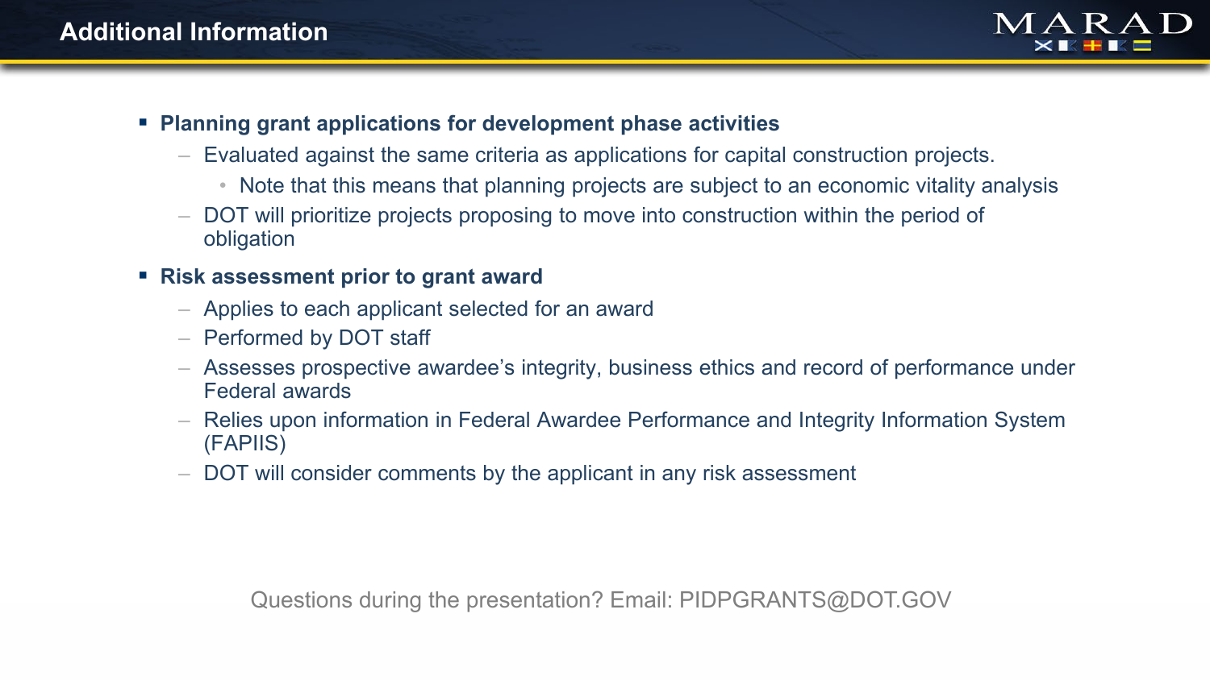## Additional Information

- **Planning grant applications for development phase activities**
  - Evaluated against the same criteria as applications for capital construction projects.
    - Note that this means that planning projects are subject to an economic vitality analysis
  - DOT will prioritize projects proposing to move into construction within the period of obligation
- **Risk assessment prior to grant award**
  - Applies to each applicant selected for an award
  - Performed by DOT staff
  - Assesses prospective awardee's integrity, business ethics and record of performance under Federal awards
  - Relies upon information in Federal Awardee Performance and Integrity Information System (FAPIIS)
  - DOT will consider comments by the applicant in any risk assessment

Questions during the presentation? Email: PIDPGRANTS@DOT.GOV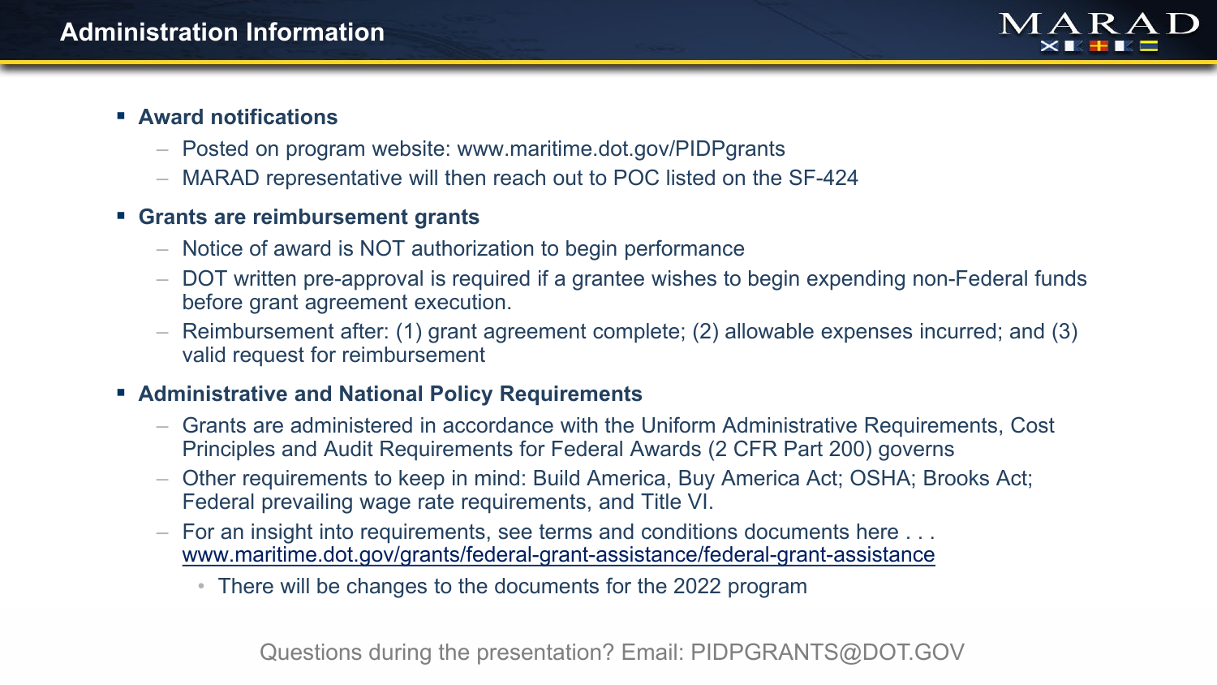# Administration Information

- **Award notifications**
  - Posted on program website: www.maritime.dot.gov/PIDPgrants
  - MARAD representative will then reach out to POC listed on the SF-424
- **Grants are reimbursement grants**
  - Notice of award is NOT authorization to begin performance
  - DOT written pre-approval is required if a grantee wishes to begin expending non-Federal funds before grant agreement execution.
  - Reimbursement after: (1) grant agreement complete; (2) allowable expenses incurred; and (3) valid request for reimbursement
- **Administrative and National Policy Requirements**
  - Grants are administered in accordance with the Uniform Administrative Requirements, Cost Principles and Audit Requirements for Federal Awards (2 CFR Part 200) governs
  - Other requirements to keep in mind: Build America, Buy America Act; OSHA; Brooks Act; Federal prevailing wage rate requirements, and Title VI.
  - For an insight into requirements, see terms and conditions documents here . . . www.maritime.dot.gov/grants/federal-grant-assistance/federal-grant-assistance
    - There will be changes to the documents for the 2022 program

Questions during the presentation? Email: PIDPGRANTS@DOT.GOV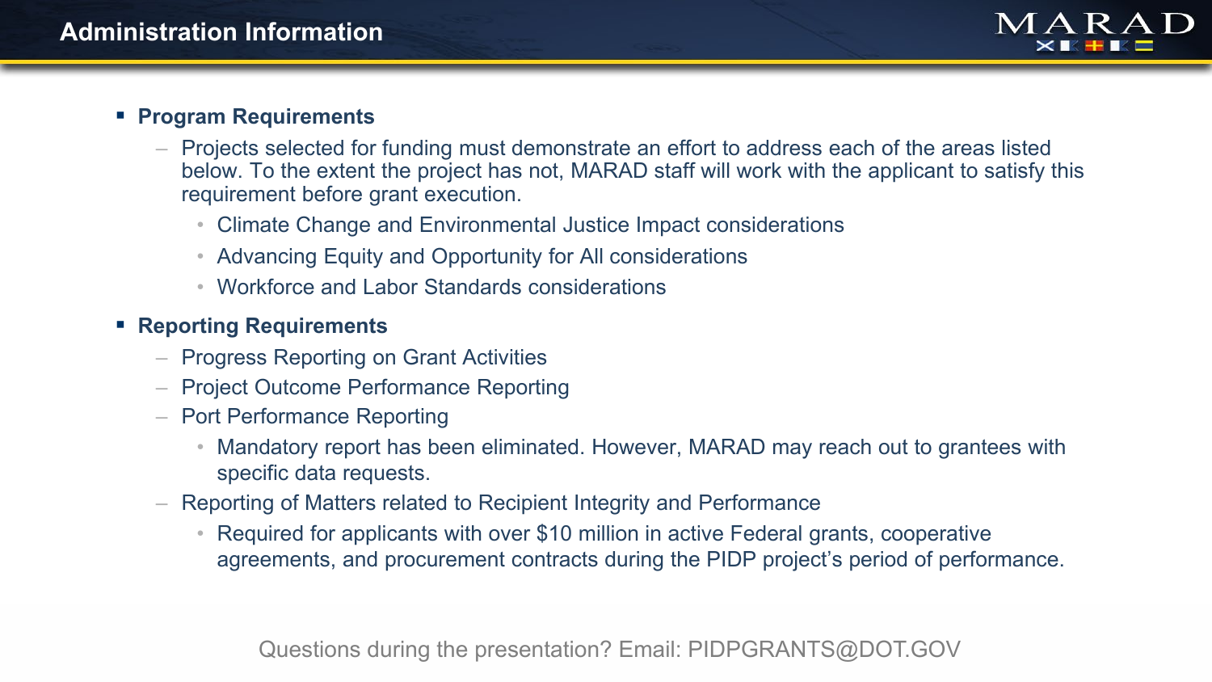# Administration Information

- **Program Requirements**
  - Projects selected for funding must demonstrate an effort to address each of the areas listed below. To the extent the project has not, MARAD staff will work with the applicant to satisfy this requirement before grant execution.
    - Climate Change and Environmental Justice Impact considerations
    - Advancing Equity and Opportunity for All considerations
    - Workforce and Labor Standards considerations
- **Reporting Requirements**
  - Progress Reporting on Grant Activities
  - Project Outcome Performance Reporting
  - Port Performance Reporting
    - Mandatory report has been eliminated. However, MARAD may reach out to grantees with specific data requests.
  - Reporting of Matters related to Recipient Integrity and Performance
    - Required for applicants with over $10 million in active Federal grants, cooperative agreements, and procurement contracts during the PIDP project's period of performance.

Questions during the presentation? Email: PIDPGRANTS@DOT.GOV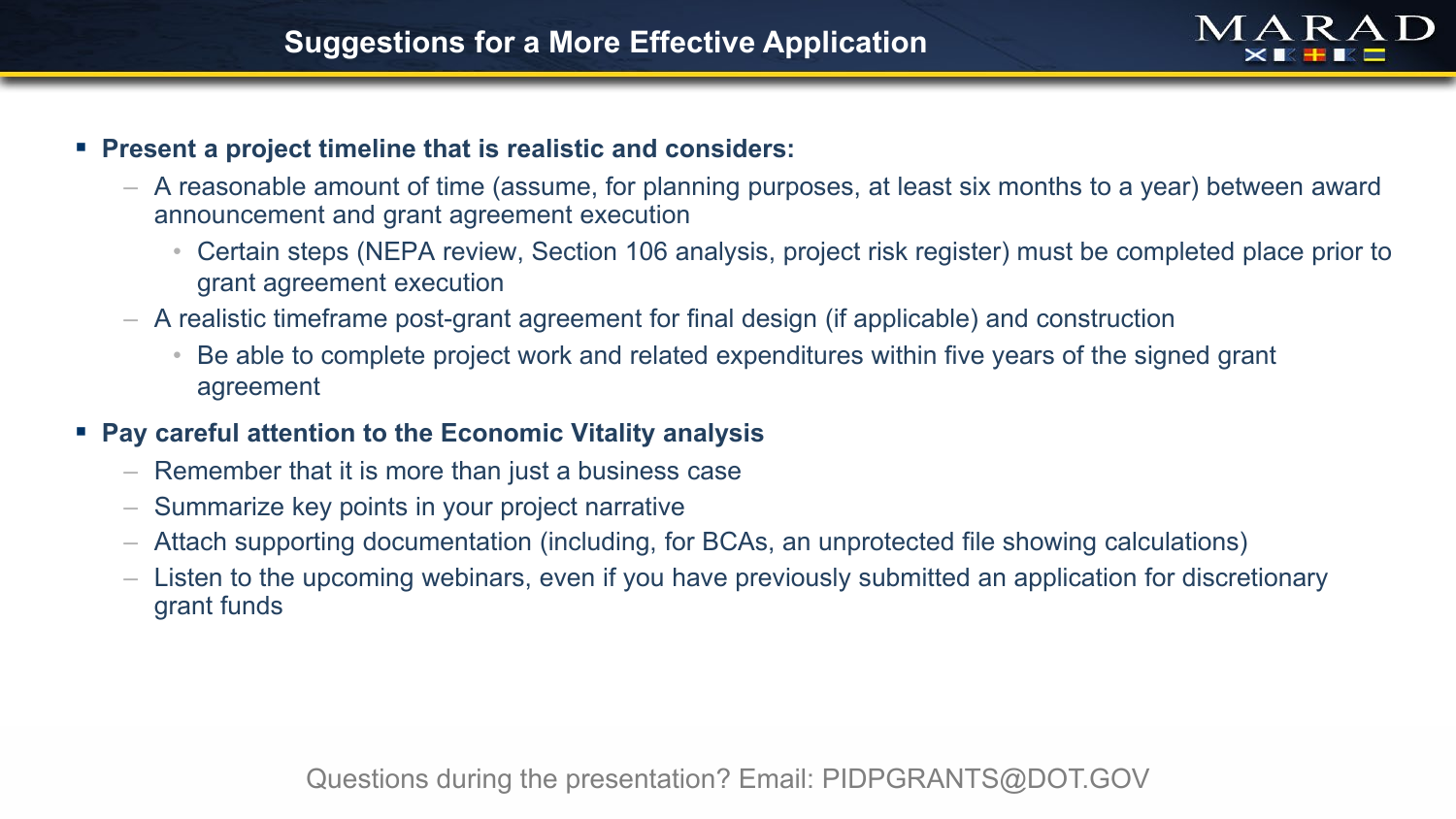# Suggestions for a More Effective Application

- **Present a project timeline that is realistic and considers:**
  - A reasonable amount of time (assume, for planning purposes, at least six months to a year) between award announcement and grant agreement execution
    - Certain steps (NEPA review, Section 106 analysis, project risk register) must be completed place prior to grant agreement execution
  - A realistic timeframe post-grant agreement for final design (if applicable) and construction
    - Be able to complete project work and related expenditures within five years of the signed grant agreement
- **Pay careful attention to the Economic Vitality analysis**
  - Remember that it is more than just a business case
  - Summarize key points in your project narrative
  - Attach supporting documentation (including, for BCAs, an unprotected file showing calculations)
  - Listen to the upcoming webinars, even if you have previously submitted an application for discretionary grant funds

Questions during the presentation? Email: PIDPGRANTS@DOT.GOV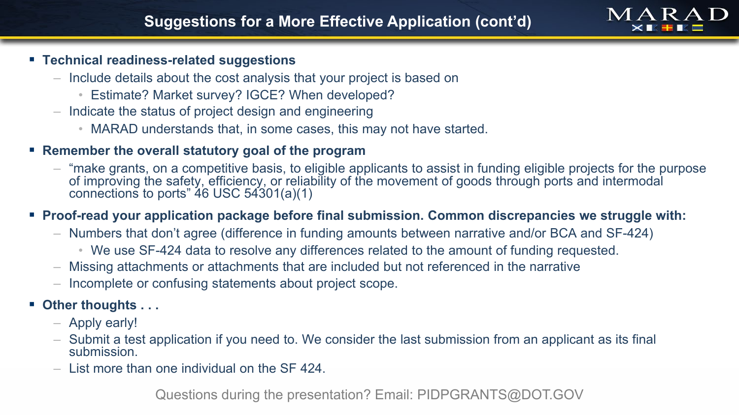# Suggestions for a More Effective Application (cont'd)

- **Technical readiness-related suggestions**
  - Include details about the cost analysis that your project is based on
    - Estimate? Market survey? IGCE? When developed?
  - Indicate the status of project design and engineering
    - MARAD understands that, in some cases, this may not have started.
- **Remember the overall statutory goal of the program**
  - "make grants, on a competitive basis, to eligible applicants to assist in funding eligible projects for the purpose of improving the safety, efficiency, or reliability of the movement of goods through ports and intermodal connections to ports" 46 USC 54301(a)(1)
- **Proof-read your application package before final submission. Common discrepancies we struggle with:**
  - Numbers that don't agree (difference in funding amounts between narrative and/or BCA and SF-424)
    - We use SF-424 data to resolve any differences related to the amount of funding requested.
  - Missing attachments or attachments that are included but not referenced in the narrative
  - Incomplete or confusing statements about project scope.
- **Other thoughts . . .**
  - Apply early!
  - Submit a test application if you need to. We consider the last submission from an applicant as its final submission.
  - List more than one individual on the SF 424.

Questions during the presentation? Email: PIDPGRANTS@DOT.GOV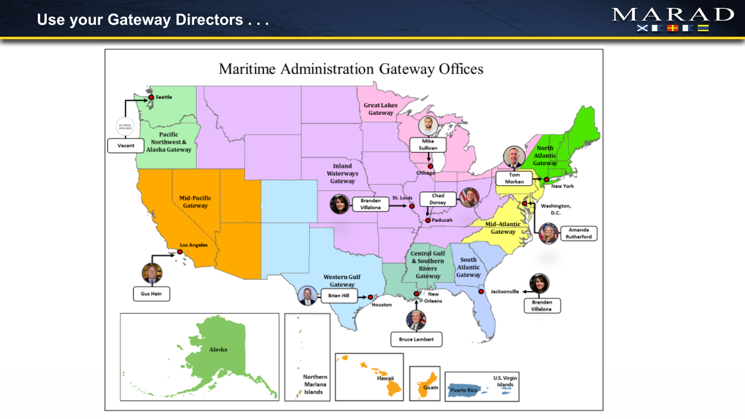# Use your Gateway Directors . . .

## Maritime Administration Gateway Offices

Seattle

Vacant

Pacific Northwest & Alaska Gateway

Great Lakes Gateway

Mike Sullivan

Chicago

North Atlantic Gateway

Tom Morkan

New York

Inland Waterways Gateway

Branden Villalona

St. Louis

Chad Dorsey

Paducah

Washington, D.C.

Amanda Rutherford

Mid-Pacific Gateway

Mid-Atlantic Gateway

Los Angeles

Gus Hein

Central Gulf & Southern Rivers Gateway

South Atlantic Gateway

Western Gulf Gateway

Brian Hill

Houston

New Orleans

Jacksonville

Branden Villalona

Bruce Lambert

Alaska

Northern Mariana Islands

Hawaii

Guam

Puerto Rico

U.S. Virgin Islands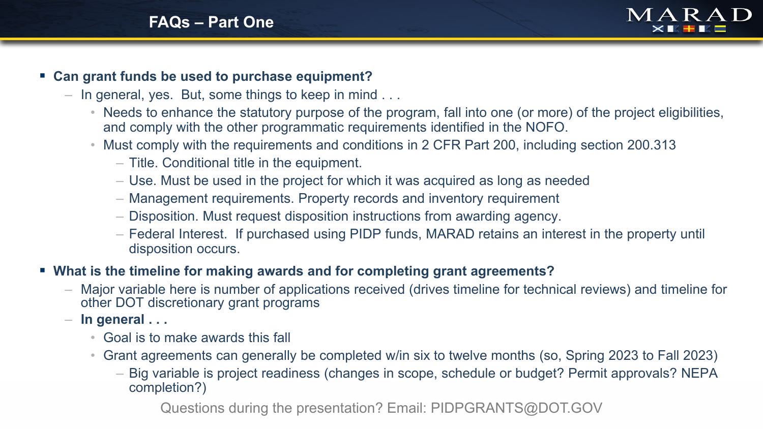## FAQs – Part One

- **Can grant funds be used to purchase equipment?**
  - In general, yes. But, some things to keep in mind . . .
    - Needs to enhance the statutory purpose of the program, fall into one (or more) of the project eligibilities, and comply with the other programmatic requirements identified in the NOFO.
    - Must comply with the requirements and conditions in 2 CFR Part 200, including section 200.313
      - Title. Conditional title in the equipment.
      - Use. Must be used in the project for which it was acquired as long as needed
      - Management requirements. Property records and inventory requirement
      - Disposition. Must request disposition instructions from awarding agency.
      - Federal Interest. If purchased using PIDP funds, MARAD retains an interest in the property until disposition occurs.
- **What is the timeline for making awards and for completing grant agreements?**
  - Major variable here is number of applications received (drives timeline for technical reviews) and timeline for other DOT discretionary grant programs
  - **In general . . .**
    - Goal is to make awards this fall
    - Grant agreements can generally be completed w/in six to twelve months (so, Spring 2023 to Fall 2023)
      - Big variable is project readiness (changes in scope, schedule or budget? Permit approvals? NEPA completion?)

Questions during the presentation? Email: PIDPGRANTS@DOT.GOV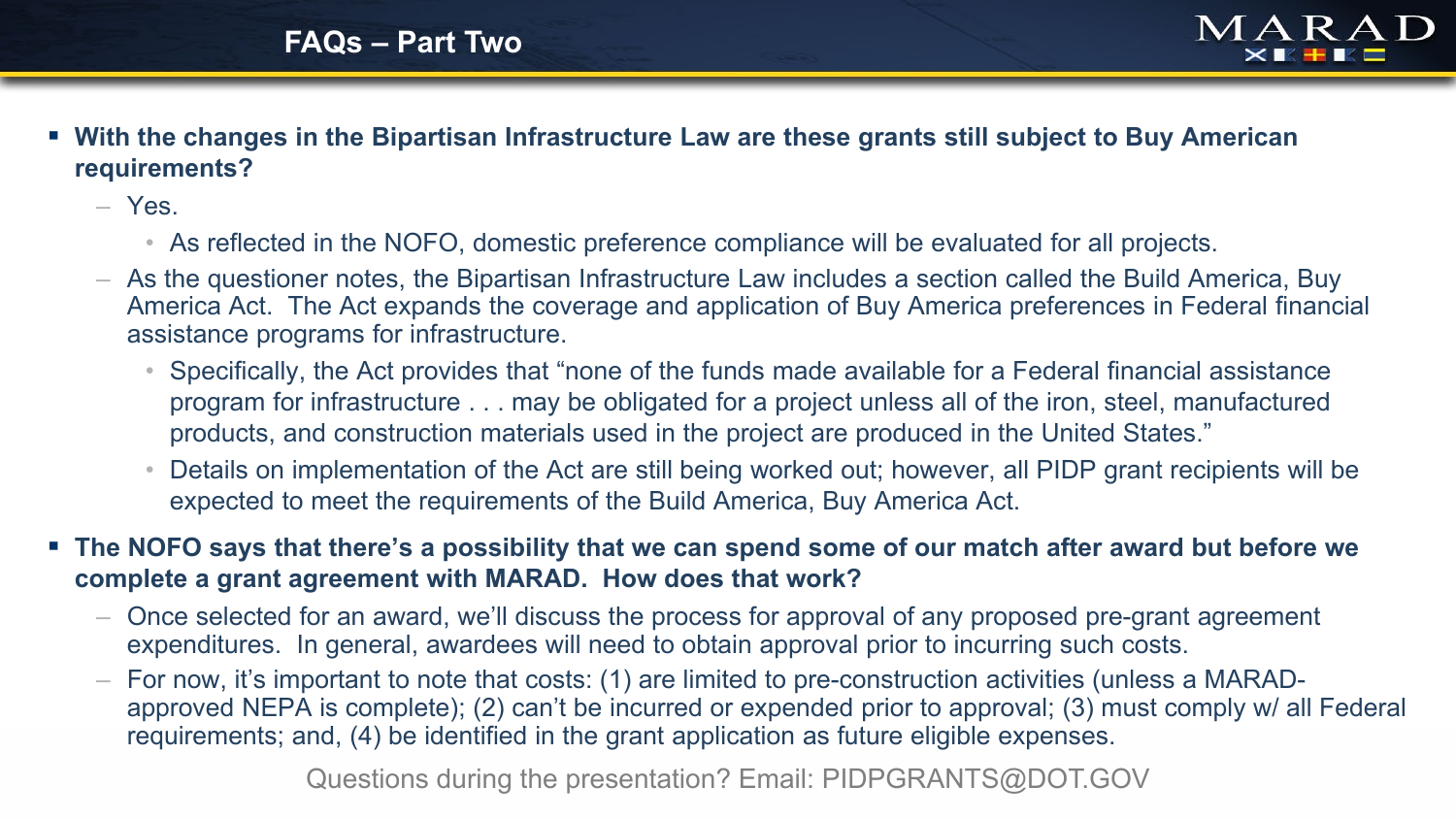## FAQs – Part Two

- **With the changes in the Bipartisan Infrastructure Law are these grants still subject to Buy American requirements?**
  - Yes.
    - As reflected in the NOFO, domestic preference compliance will be evaluated for all projects.
  - As the questioner notes, the Bipartisan Infrastructure Law includes a section called the Build America, Buy America Act. The Act expands the coverage and application of Buy America preferences in Federal financial assistance programs for infrastructure.
    - Specifically, the Act provides that "none of the funds made available for a Federal financial assistance program for infrastructure . . . may be obligated for a project unless all of the iron, steel, manufactured products, and construction materials used in the project are produced in the United States."
    - Details on implementation of the Act are still being worked out; however, all PIDP grant recipients will be expected to meet the requirements of the Build America, Buy America Act.
- **The NOFO says that there's a possibility that we can spend some of our match after award but before we complete a grant agreement with MARAD. How does that work?**
  - Once selected for an award, we'll discuss the process for approval of any proposed pre-grant agreement expenditures. In general, awardees will need to obtain approval prior to incurring such costs.
  - For now, it's important to note that costs: (1) are limited to pre-construction activities (unless a MARAD-approved NEPA is complete); (2) can't be incurred or expended prior to approval; (3) must comply w/ all Federal requirements; and, (4) be identified in the grant application as future eligible expenses.

Questions during the presentation? Email: PIDPGRANTS@DOT.GOV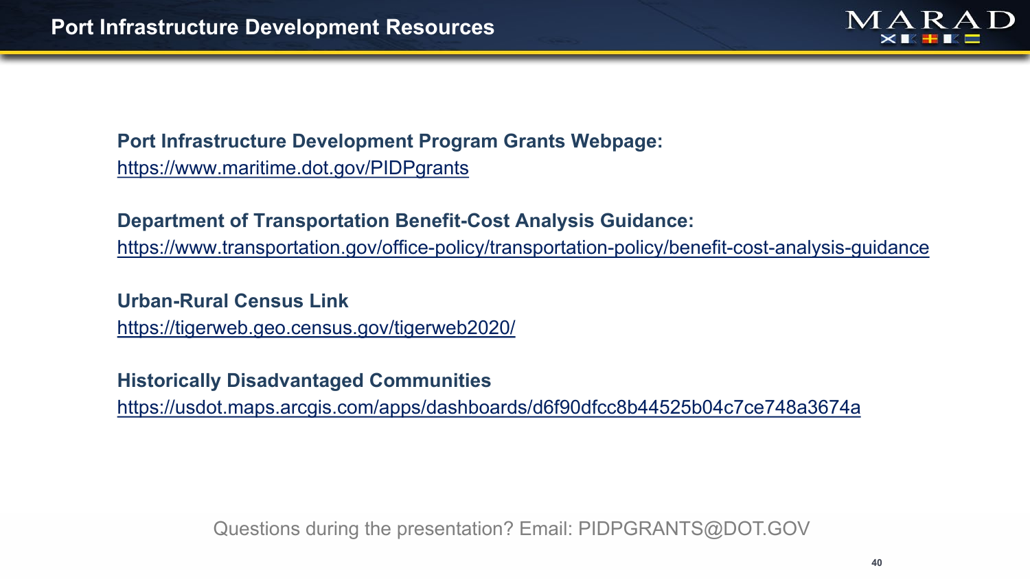# Port Infrastructure Development Resources

**Port Infrastructure Development Program Grants Webpage:**
https://www.maritime.dot.gov/PIDPgrants

**Department of Transportation Benefit-Cost Analysis Guidance:**
https://www.transportation.gov/office-policy/transportation-policy/benefit-cost-analysis-guidance

**Urban-Rural Census Link**
https://tigerweb.geo.census.gov/tigerweb2020/

**Historically Disadvantaged Communities**
https://usdot.maps.arcgis.com/apps/dashboards/d6f90dfcc8b44525b04c7ce748a3674a

Questions during the presentation? Email: PIDPGRANTS@DOT.GOV